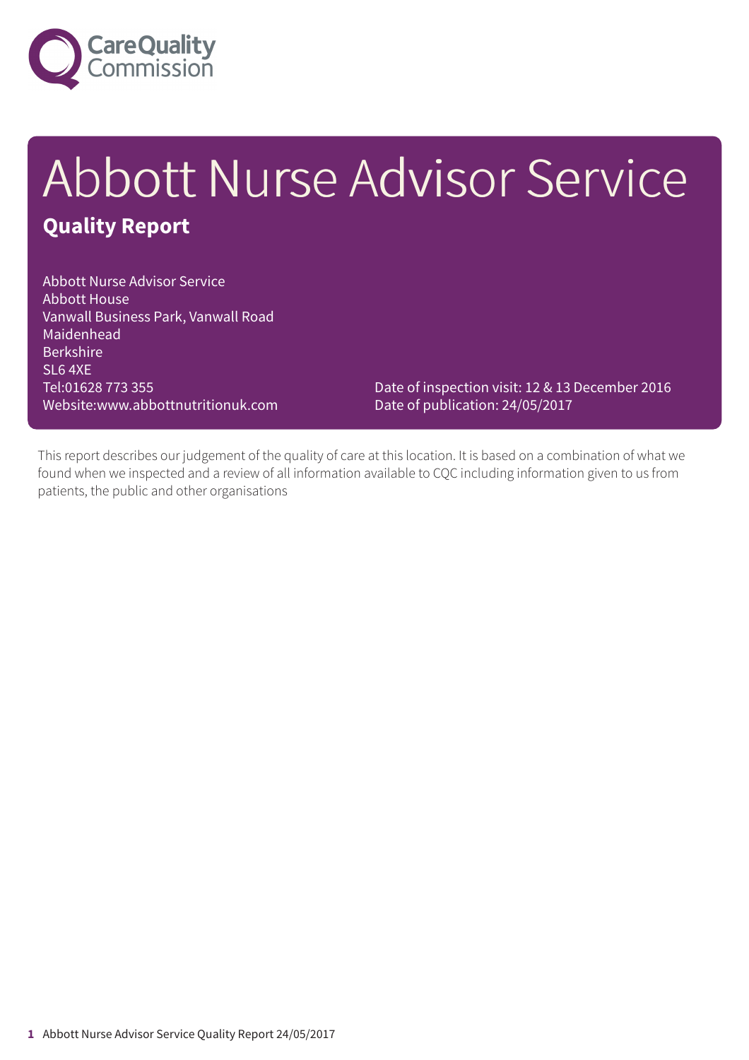Care Quality Commission

# Abbott Nurse Advisor Service

## Quality Report

Abbott Nurse Advisor Service
Abbott House
Vanwall Business Park, Vanwall Road
Maidenhead
Berkshire
SL6 4XE
Tel:01628 773 355
Website:www.abbottnutritionuk.com

Date of inspection visit: 12 & 13 December 2016
Date of publication: 24/05/2017

This report describes our judgement of the quality of care at this location. It is based on a combination of what we found when we inspected and a review of all information available to CQC including information given to us from patients, the public and other organisations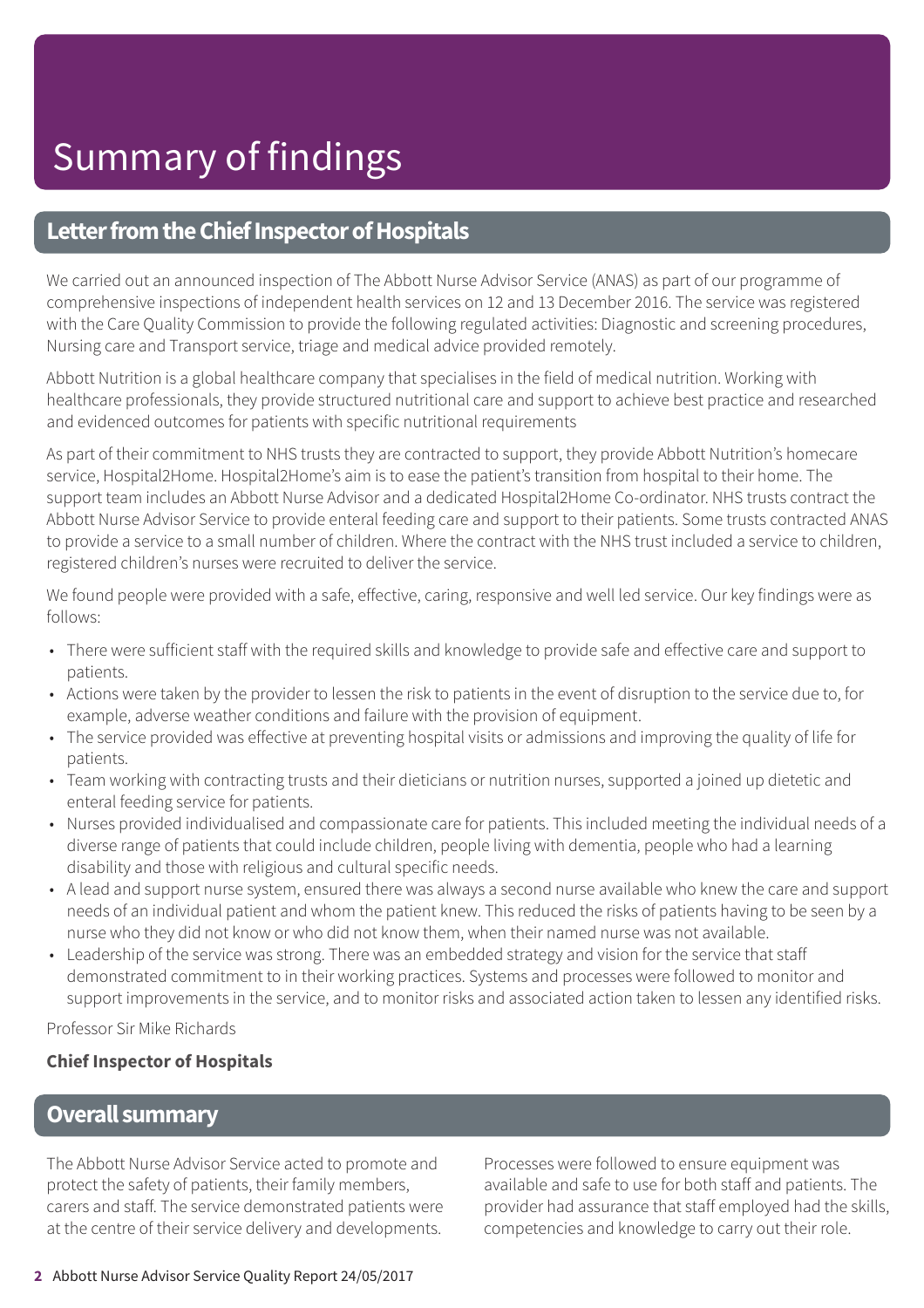# Summary of findings

## Letter from the Chief Inspector of Hospitals

We carried out an announced inspection of The Abbott Nurse Advisor Service (ANAS) as part of our programme of comprehensive inspections of independent health services on 12 and 13 December 2016. The service was registered with the Care Quality Commission to provide the following regulated activities: Diagnostic and screening procedures, Nursing care and Transport service, triage and medical advice provided remotely.

Abbott Nutrition is a global healthcare company that specialises in the field of medical nutrition. Working with healthcare professionals, they provide structured nutritional care and support to achieve best practice and researched and evidenced outcomes for patients with specific nutritional requirements

As part of their commitment to NHS trusts they are contracted to support, they provide Abbott Nutrition's homecare service, Hospital2Home. Hospital2Home's aim is to ease the patient's transition from hospital to their home. The support team includes an Abbott Nurse Advisor and a dedicated Hospital2Home Co-ordinator. NHS trusts contract the Abbott Nurse Advisor Service to provide enteral feeding care and support to their patients. Some trusts contracted ANAS to provide a service to a small number of children. Where the contract with the NHS trust included a service to children, registered children's nurses were recruited to deliver the service.

We found people were provided with a safe, effective, caring, responsive and well led service. Our key findings were as follows:

- There were sufficient staff with the required skills and knowledge to provide safe and effective care and support to patients.
- Actions were taken by the provider to lessen the risk to patients in the event of disruption to the service due to, for example, adverse weather conditions and failure with the provision of equipment.
- The service provided was effective at preventing hospital visits or admissions and improving the quality of life for patients.
- Team working with contracting trusts and their dieticians or nutrition nurses, supported a joined up dietetic and enteral feeding service for patients.
- Nurses provided individualised and compassionate care for patients. This included meeting the individual needs of a diverse range of patients that could include children, people living with dementia, people who had a learning disability and those with religious and cultural specific needs.
- A lead and support nurse system, ensured there was always a second nurse available who knew the care and support needs of an individual patient and whom the patient knew. This reduced the risks of patients having to be seen by a nurse who they did not know or who did not know them, when their named nurse was not available.
- Leadership of the service was strong. There was an embedded strategy and vision for the service that staff demonstrated commitment to in their working practices. Systems and processes were followed to monitor and support improvements in the service, and to monitor risks and associated action taken to lessen any identified risks.

Professor Sir Mike Richards

**Chief Inspector of Hospitals**

## Overall summary

The Abbott Nurse Advisor Service acted to promote and protect the safety of patients, their family members, carers and staff. The service demonstrated patients were at the centre of their service delivery and developments.

Processes were followed to ensure equipment was available and safe to use for both staff and patients. The provider had assurance that staff employed had the skills, competencies and knowledge to carry out their role.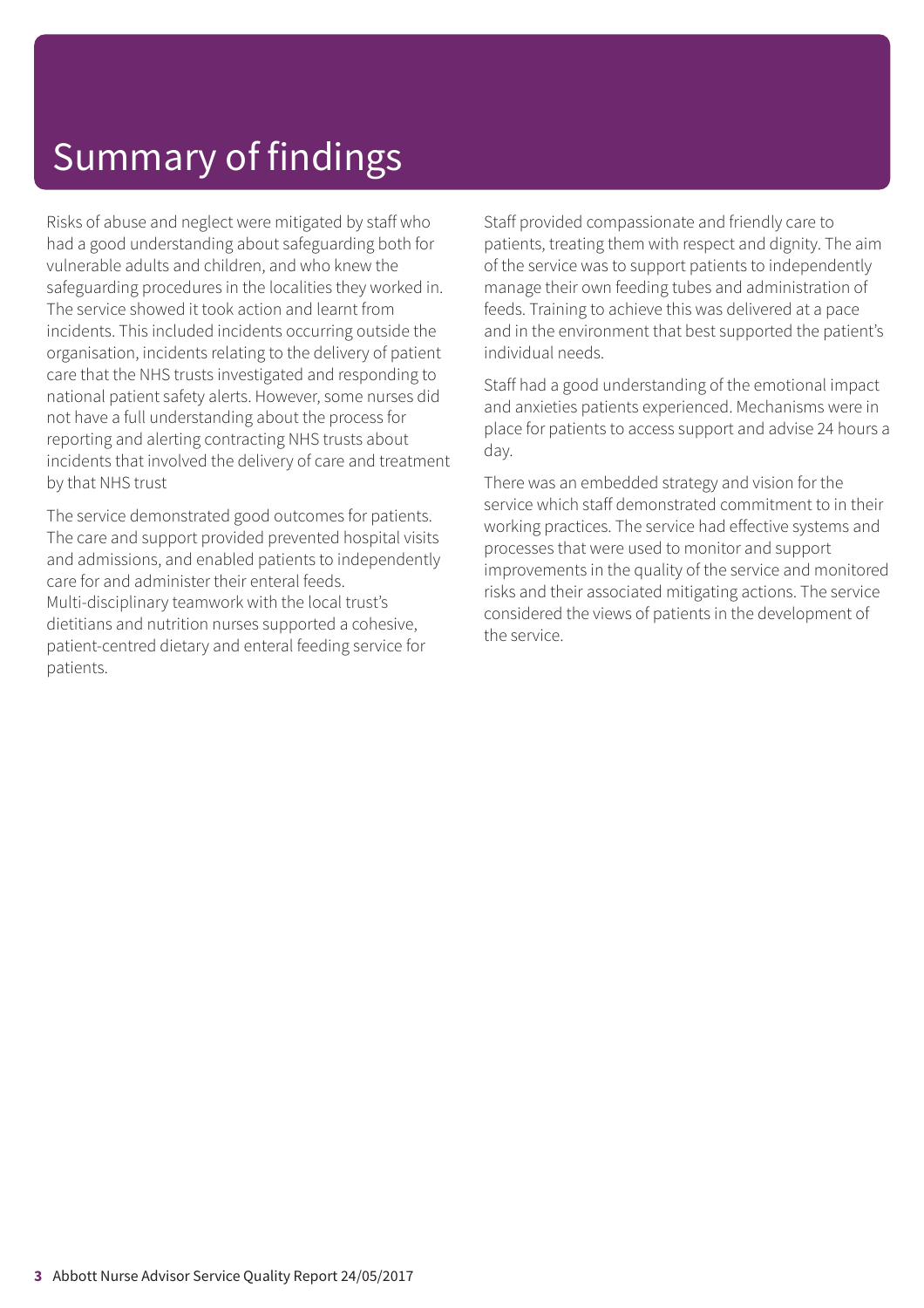# Summary of findings

Risks of abuse and neglect were mitigated by staff who had a good understanding about safeguarding both for vulnerable adults and children, and who knew the safeguarding procedures in the localities they worked in. The service showed it took action and learnt from incidents. This included incidents occurring outside the organisation, incidents relating to the delivery of patient care that the NHS trusts investigated and responding to national patient safety alerts. However, some nurses did not have a full understanding about the process for reporting and alerting contracting NHS trusts about incidents that involved the delivery of care and treatment by that NHS trust

The service demonstrated good outcomes for patients. The care and support provided prevented hospital visits and admissions, and enabled patients to independently care for and administer their enteral feeds. Multi-disciplinary teamwork with the local trust's dietitians and nutrition nurses supported a cohesive, patient-centred dietary and enteral feeding service for patients.

Staff provided compassionate and friendly care to patients, treating them with respect and dignity. The aim of the service was to support patients to independently manage their own feeding tubes and administration of feeds. Training to achieve this was delivered at a pace and in the environment that best supported the patient's individual needs.

Staff had a good understanding of the emotional impact and anxieties patients experienced. Mechanisms were in place for patients to access support and advise 24 hours a day.

There was an embedded strategy and vision for the service which staff demonstrated commitment to in their working practices. The service had effective systems and processes that were used to monitor and support improvements in the quality of the service and monitored risks and their associated mitigating actions. The service considered the views of patients in the development of the service.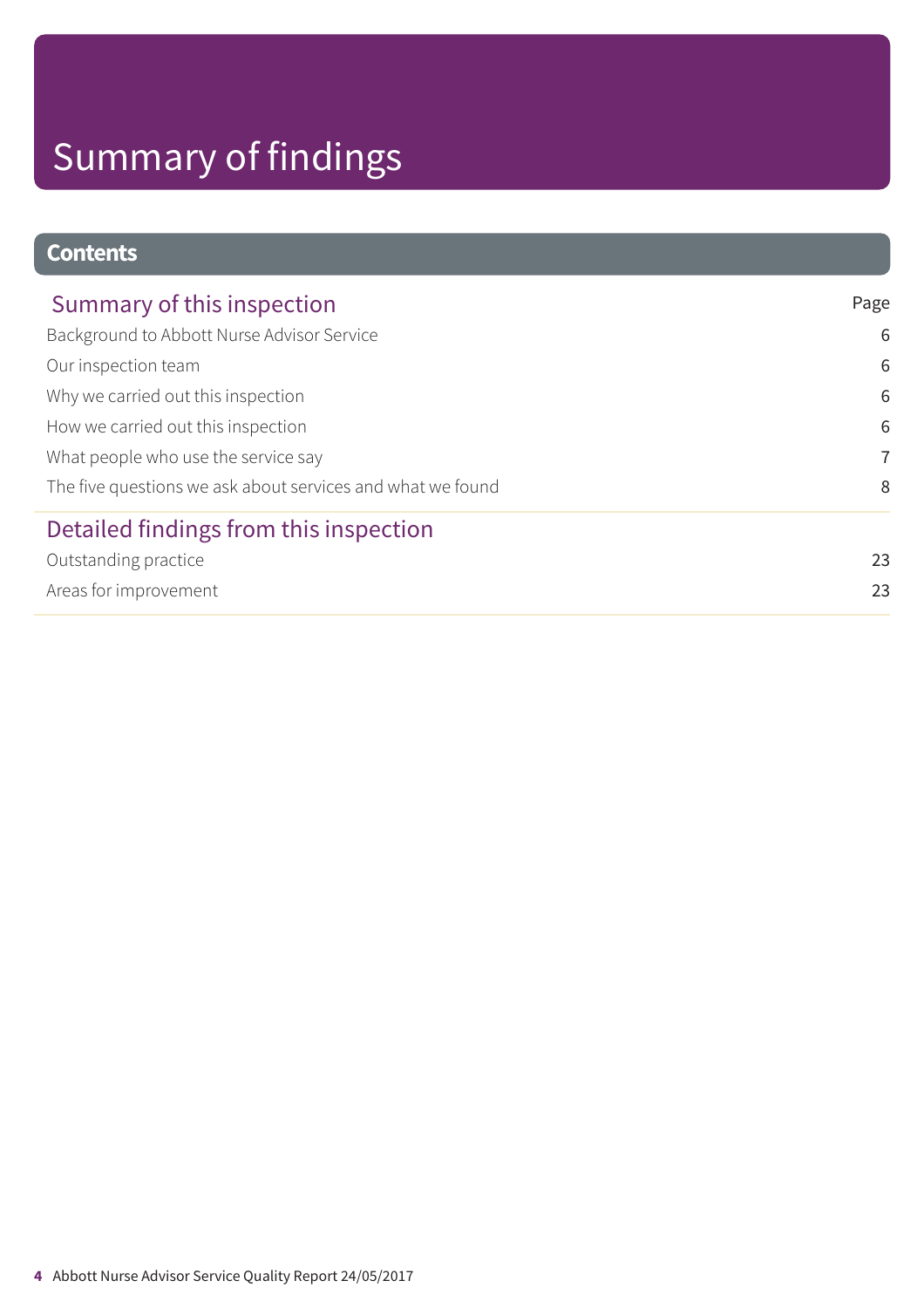# Summary of findings

## Contents

| Summary of this inspection | Page |
| --- | --- |
| Background to Abbott Nurse Advisor Service | 6 |
| Our inspection team | 6 |
| Why we carried out this inspection | 6 |
| How we carried out this inspection | 6 |
| What people who use the service say | 7 |
| The five questions we ask about services and what we found | 8 |

| Detailed findings from this inspection | |
| --- | --- |
| Outstanding practice | 23 |
| Areas for improvement | 23 |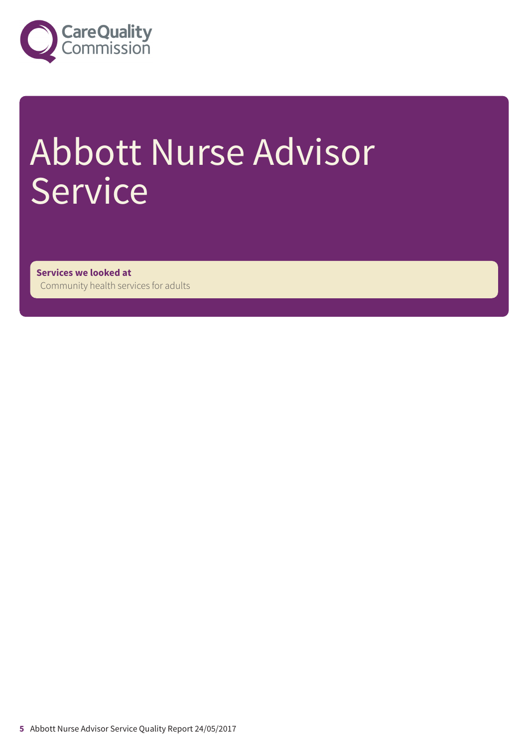# Abbott Nurse Advisor Service

**Services we looked at**
Community health services for adults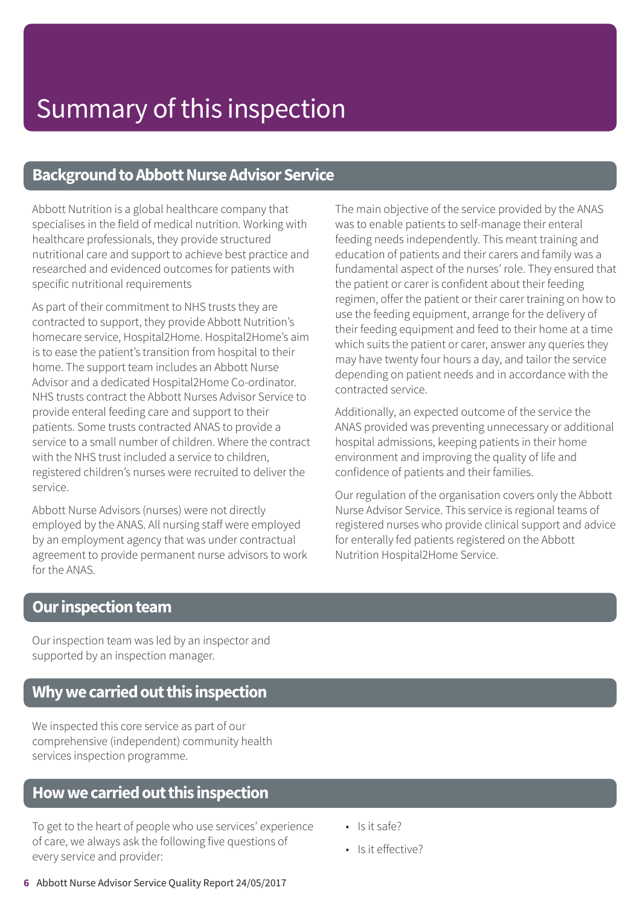# Summary of this inspection

## Background to Abbott Nurse Advisor Service

Abbott Nutrition is a global healthcare company that specialises in the field of medical nutrition. Working with healthcare professionals, they provide structured nutritional care and support to achieve best practice and researched and evidenced outcomes for patients with specific nutritional requirements

As part of their commitment to NHS trusts they are contracted to support, they provide Abbott Nutrition's homecare service, Hospital2Home. Hospital2Home's aim is to ease the patient's transition from hospital to their home. The support team includes an Abbott Nurse Advisor and a dedicated Hospital2Home Co-ordinator. NHS trusts contract the Abbott Nurses Advisor Service to provide enteral feeding care and support to their patients. Some trusts contracted ANAS to provide a service to a small number of children. Where the contract with the NHS trust included a service to children, registered children's nurses were recruited to deliver the service.

Abbott Nurse Advisors (nurses) were not directly employed by the ANAS. All nursing staff were employed by an employment agency that was under contractual agreement to provide permanent nurse advisors to work for the ANAS.

The main objective of the service provided by the ANAS was to enable patients to self-manage their enteral feeding needs independently. This meant training and education of patients and their carers and family was a fundamental aspect of the nurses' role. They ensured that the patient or carer is confident about their feeding regimen, offer the patient or their carer training on how to use the feeding equipment, arrange for the delivery of their feeding equipment and feed to their home at a time which suits the patient or carer, answer any queries they may have twenty four hours a day, and tailor the service depending on patient needs and in accordance with the contracted service.

Additionally, an expected outcome of the service the ANAS provided was preventing unnecessary or additional hospital admissions, keeping patients in their home environment and improving the quality of life and confidence of patients and their families.

Our regulation of the organisation covers only the Abbott Nurse Advisor Service. This service is regional teams of registered nurses who provide clinical support and advice for enterally fed patients registered on the Abbott Nutrition Hospital2Home Service.

## Our inspection team

Our inspection team was led by an inspector and supported by an inspection manager.

## Why we carried out this inspection

We inspected this core service as part of our comprehensive (independent) community health services inspection programme.

## How we carried out this inspection

To get to the heart of people who use services' experience of care, we always ask the following five questions of every service and provider:

- Is it safe?
- Is it effective?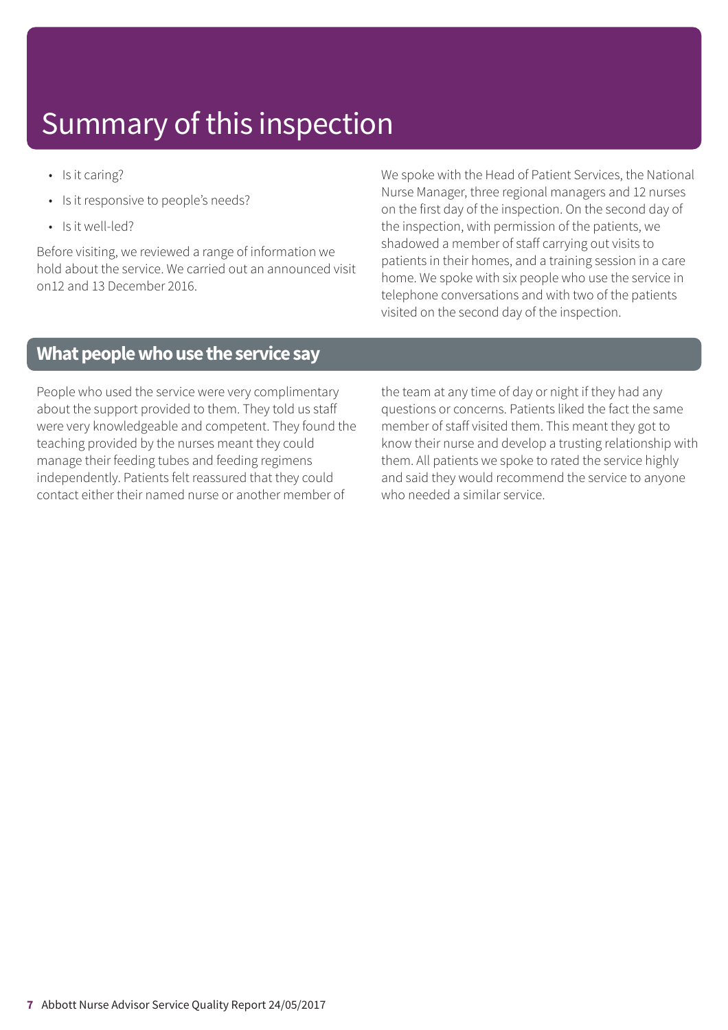# Summary of this inspection

- Is it caring?
- Is it responsive to people's needs?
- Is it well-led?

Before visiting, we reviewed a range of information we hold about the service. We carried out an announced visit on12 and 13 December 2016.

We spoke with the Head of Patient Services, the National Nurse Manager, three regional managers and 12 nurses on the first day of the inspection. On the second day of the inspection, with permission of the patients, we shadowed a member of staff carrying out visits to patients in their homes, and a training session in a care home. We spoke with six people who use the service in telephone conversations and with two of the patients visited on the second day of the inspection.

## What people who use the service say

People who used the service were very complimentary about the support provided to them. They told us staff were very knowledgeable and competent. They found the teaching provided by the nurses meant they could manage their feeding tubes and feeding regimens independently. Patients felt reassured that they could contact either their named nurse or another member of the team at any time of day or night if they had any questions or concerns. Patients liked the fact the same member of staff visited them. This meant they got to know their nurse and develop a trusting relationship with them. All patients we spoke to rated the service highly and said they would recommend the service to anyone who needed a similar service.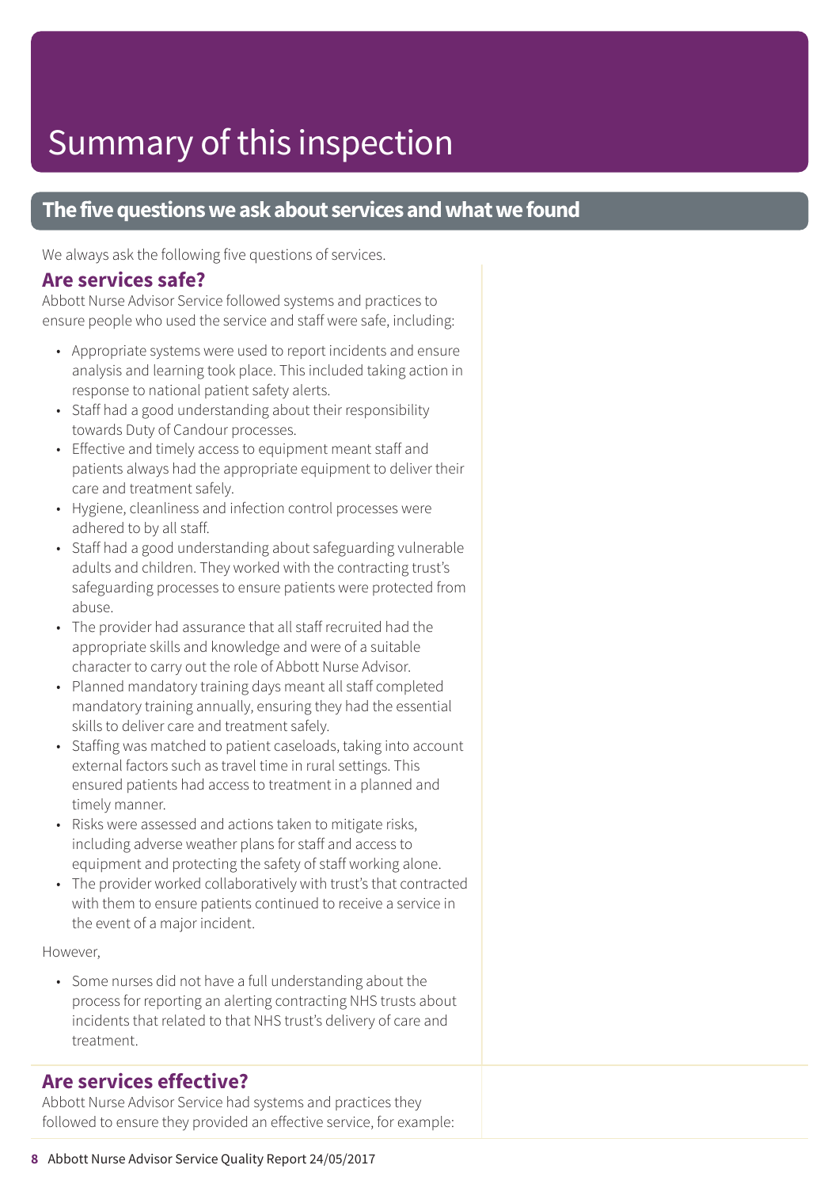# Summary of this inspection

## The five questions we ask about services and what we found

We always ask the following five questions of services.

### Are services safe?

Abbott Nurse Advisor Service followed systems and practices to ensure people who used the service and staff were safe, including:

- Appropriate systems were used to report incidents and ensure analysis and learning took place. This included taking action in response to national patient safety alerts.
- Staff had a good understanding about their responsibility towards Duty of Candour processes.
- Effective and timely access to equipment meant staff and patients always had the appropriate equipment to deliver their care and treatment safely.
- Hygiene, cleanliness and infection control processes were adhered to by all staff.
- Staff had a good understanding about safeguarding vulnerable adults and children. They worked with the contracting trust's safeguarding processes to ensure patients were protected from abuse.
- The provider had assurance that all staff recruited had the appropriate skills and knowledge and were of a suitable character to carry out the role of Abbott Nurse Advisor.
- Planned mandatory training days meant all staff completed mandatory training annually, ensuring they had the essential skills to deliver care and treatment safely.
- Staffing was matched to patient caseloads, taking into account external factors such as travel time in rural settings. This ensured patients had access to treatment in a planned and timely manner.
- Risks were assessed and actions taken to mitigate risks, including adverse weather plans for staff and access to equipment and protecting the safety of staff working alone.
- The provider worked collaboratively with trust's that contracted with them to ensure patients continued to receive a service in the event of a major incident.

However,

- Some nurses did not have a full understanding about the process for reporting an alerting contracting NHS trusts about incidents that related to that NHS trust's delivery of care and treatment.

### Are services effective?

Abbott Nurse Advisor Service had systems and practices they followed to ensure they provided an effective service, for example: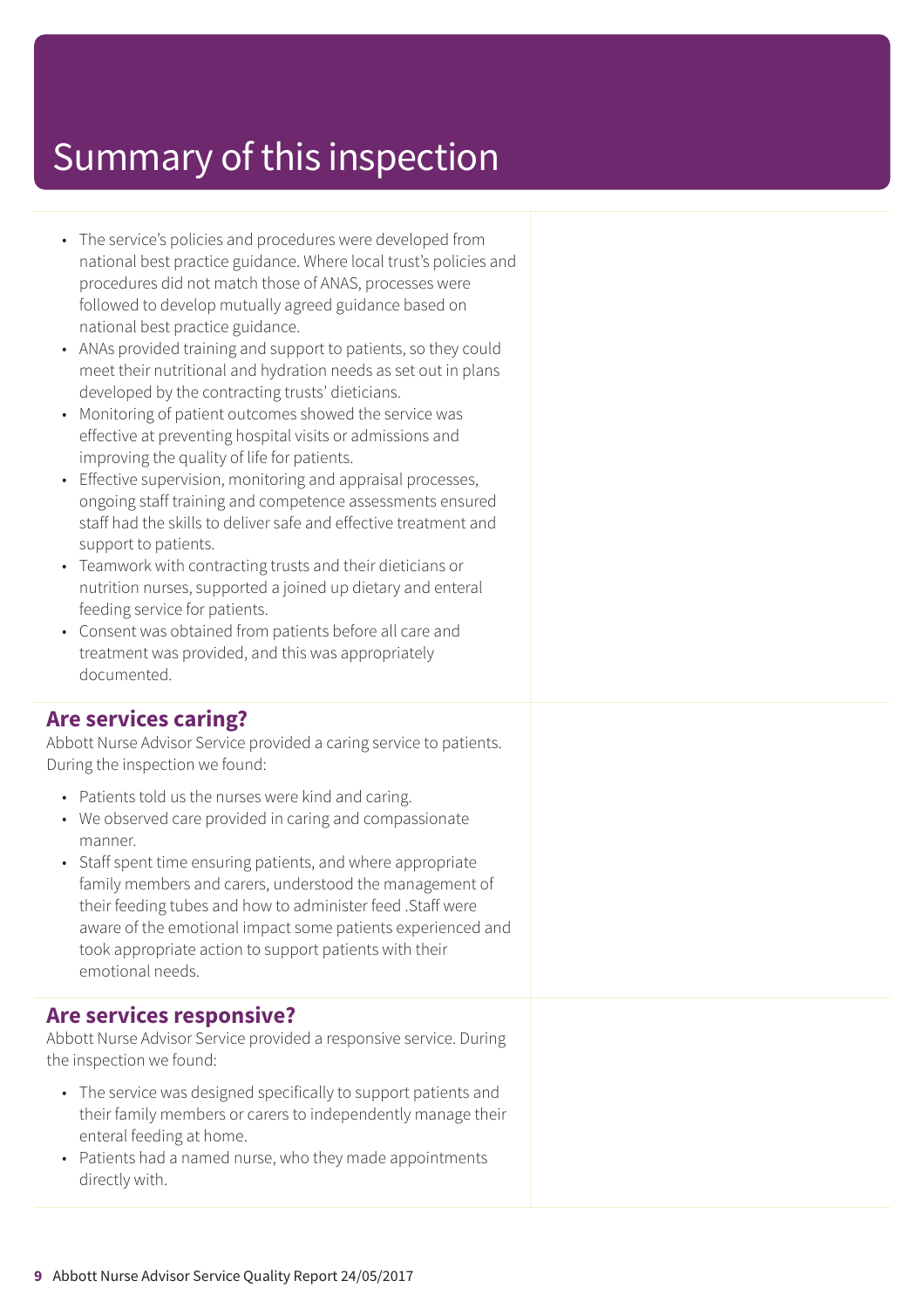# Summary of this inspection

- The service's policies and procedures were developed from national best practice guidance. Where local trust's policies and procedures did not match those of ANAS, processes were followed to develop mutually agreed guidance based on national best practice guidance.
- ANAs provided training and support to patients, so they could meet their nutritional and hydration needs as set out in plans developed by the contracting trusts' dieticians.
- Monitoring of patient outcomes showed the service was effective at preventing hospital visits or admissions and improving the quality of life for patients.
- Effective supervision, monitoring and appraisal processes, ongoing staff training and competence assessments ensured staff had the skills to deliver safe and effective treatment and support to patients.
- Teamwork with contracting trusts and their dieticians or nutrition nurses, supported a joined up dietary and enteral feeding service for patients.
- Consent was obtained from patients before all care and treatment was provided, and this was appropriately documented.

## Are services caring?

Abbott Nurse Advisor Service provided a caring service to patients. During the inspection we found:

- Patients told us the nurses were kind and caring.
- We observed care provided in caring and compassionate manner.
- Staff spent time ensuring patients, and where appropriate family members and carers, understood the management of their feeding tubes and how to administer feed .Staff were aware of the emotional impact some patients experienced and took appropriate action to support patients with their emotional needs.

## Are services responsive?

Abbott Nurse Advisor Service provided a responsive service. During the inspection we found:

- The service was designed specifically to support patients and their family members or carers to independently manage their enteral feeding at home.
- Patients had a named nurse, who they made appointments directly with.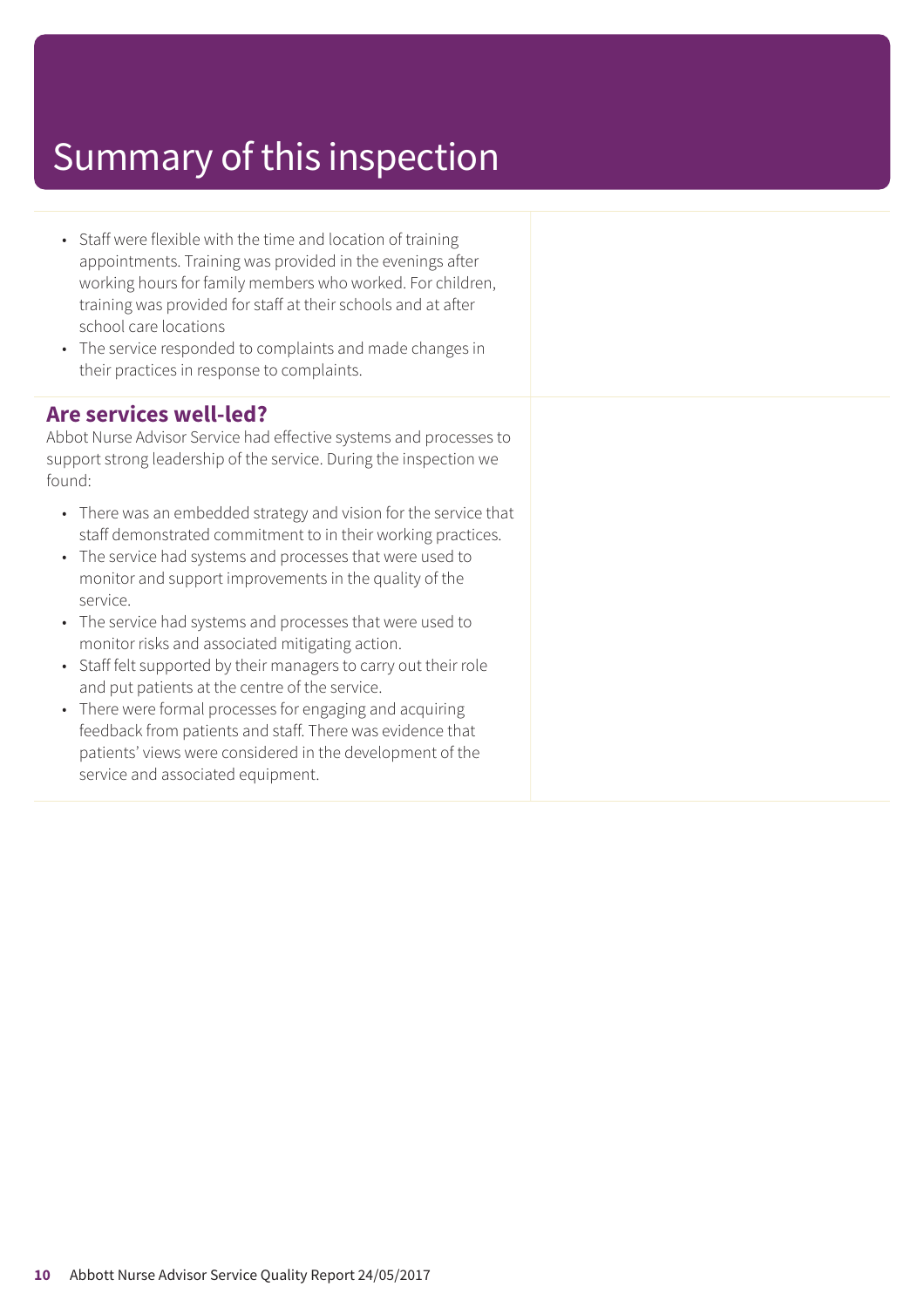# Summary of this inspection

- Staff were flexible with the time and location of training appointments. Training was provided in the evenings after working hours for family members who worked. For children, training was provided for staff at their schools and at after school care locations
- The service responded to complaints and made changes in their practices in response to complaints.

## Are services well-led?

Abbot Nurse Advisor Service had effective systems and processes to support strong leadership of the service. During the inspection we found:

- There was an embedded strategy and vision for the service that staff demonstrated commitment to in their working practices.
- The service had systems and processes that were used to monitor and support improvements in the quality of the service.
- The service had systems and processes that were used to monitor risks and associated mitigating action.
- Staff felt supported by their managers to carry out their role and put patients at the centre of the service.
- There were formal processes for engaging and acquiring feedback from patients and staff. There was evidence that patients' views were considered in the development of the service and associated equipment.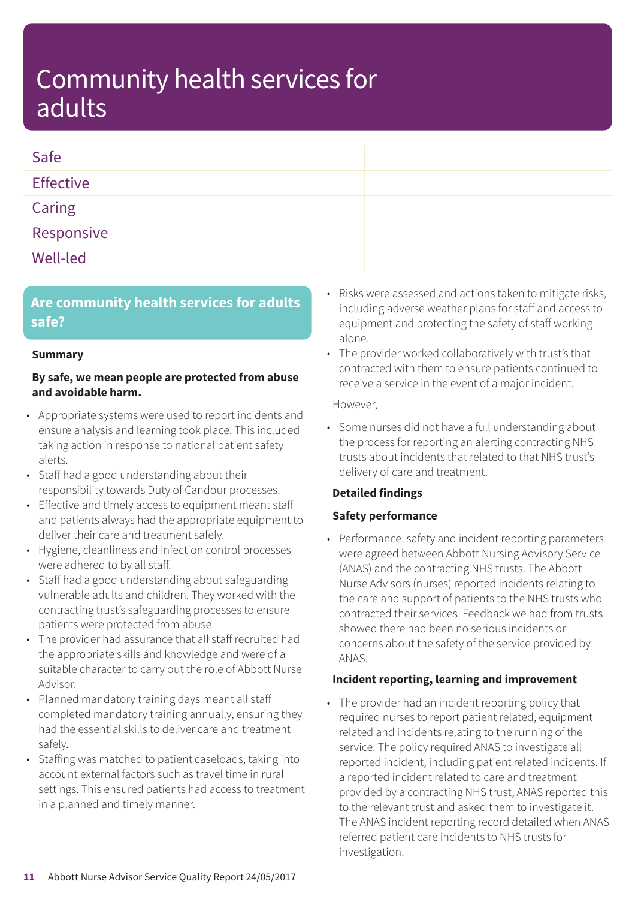# Community health services for adults

| Safe | |
|---|---|
| Effective | |
| Caring | |
| Responsive | |
| Well-led | |

## Are community health services for adults safe?

**Summary**

**By safe, we mean people are protected from abuse and avoidable harm.**

- Appropriate systems were used to report incidents and ensure analysis and learning took place. This included taking action in response to national patient safety alerts.
- Staff had a good understanding about their responsibility towards Duty of Candour processes.
- Effective and timely access to equipment meant staff and patients always had the appropriate equipment to deliver their care and treatment safely.
- Hygiene, cleanliness and infection control processes were adhered to by all staff.
- Staff had a good understanding about safeguarding vulnerable adults and children. They worked with the contracting trust's safeguarding processes to ensure patients were protected from abuse.
- The provider had assurance that all staff recruited had the appropriate skills and knowledge and were of a suitable character to carry out the role of Abbott Nurse Advisor.
- Planned mandatory training days meant all staff completed mandatory training annually, ensuring they had the essential skills to deliver care and treatment safely.
- Staffing was matched to patient caseloads, taking into account external factors such as travel time in rural settings. This ensured patients had access to treatment in a planned and timely manner.
- Risks were assessed and actions taken to mitigate risks, including adverse weather plans for staff and access to equipment and protecting the safety of staff working alone.
- The provider worked collaboratively with trust's that contracted with them to ensure patients continued to receive a service in the event of a major incident.

However,

- Some nurses did not have a full understanding about the process for reporting an alerting contracting NHS trusts about incidents that related to that NHS trust's delivery of care and treatment.

**Detailed findings**

**Safety performance**

- Performance, safety and incident reporting parameters were agreed between Abbott Nursing Advisory Service (ANAS) and the contracting NHS trusts. The Abbott Nurse Advisors (nurses) reported incidents relating to the care and support of patients to the NHS trusts who contracted their services. Feedback we had from trusts showed there had been no serious incidents or concerns about the safety of the service provided by ANAS.

**Incident reporting, learning and improvement**

- The provider had an incident reporting policy that required nurses to report patient related, equipment related and incidents relating to the running of the service. The policy required ANAS to investigate all reported incident, including patient related incidents. If a reported incident related to care and treatment provided by a contracting NHS trust, ANAS reported this to the relevant trust and asked them to investigate it. The ANAS incident reporting record detailed when ANAS referred patient care incidents to NHS trusts for investigation.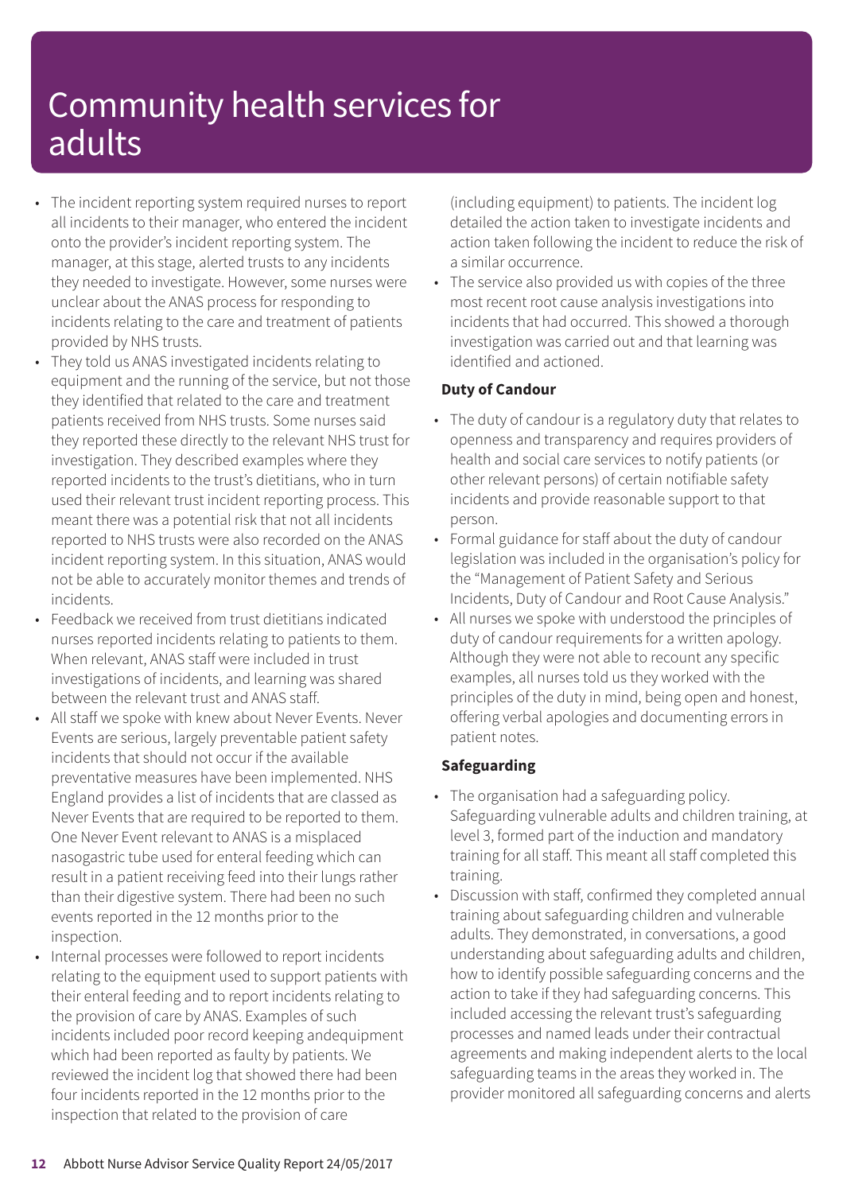# Community health services for adults

- The incident reporting system required nurses to report all incidents to their manager, who entered the incident onto the provider's incident reporting system. The manager, at this stage, alerted trusts to any incidents they needed to investigate. However, some nurses were unclear about the ANAS process for responding to incidents relating to the care and treatment of patients provided by NHS trusts.
- They told us ANAS investigated incidents relating to equipment and the running of the service, but not those they identified that related to the care and treatment patients received from NHS trusts. Some nurses said they reported these directly to the relevant NHS trust for investigation. They described examples where they reported incidents to the trust's dietitians, who in turn used their relevant trust incident reporting process. This meant there was a potential risk that not all incidents reported to NHS trusts were also recorded on the ANAS incident reporting system. In this situation, ANAS would not be able to accurately monitor themes and trends of incidents.
- Feedback we received from trust dietitians indicated nurses reported incidents relating to patients to them. When relevant, ANAS staff were included in trust investigations of incidents, and learning was shared between the relevant trust and ANAS staff.
- All staff we spoke with knew about Never Events. Never Events are serious, largely preventable patient safety incidents that should not occur if the available preventative measures have been implemented. NHS England provides a list of incidents that are classed as Never Events that are required to be reported to them. One Never Event relevant to ANAS is a misplaced nasogastric tube used for enteral feeding which can result in a patient receiving feed into their lungs rather than their digestive system. There had been no such events reported in the 12 months prior to the inspection.
- Internal processes were followed to report incidents relating to the equipment used to support patients with their enteral feeding and to report incidents relating to the provision of care by ANAS. Examples of such incidents included poor record keeping andequipment which had been reported as faulty by patients. We reviewed the incident log that showed there had been four incidents reported in the 12 months prior to the inspection that related to the provision of care (including equipment) to patients. The incident log detailed the action taken to investigate incidents and action taken following the incident to reduce the risk of a similar occurrence.
- The service also provided us with copies of the three most recent root cause analysis investigations into incidents that had occurred. This showed a thorough investigation was carried out and that learning was identified and actioned.

**Duty of Candour**

- The duty of candour is a regulatory duty that relates to openness and transparency and requires providers of health and social care services to notify patients (or other relevant persons) of certain notifiable safety incidents and provide reasonable support to that person.
- Formal guidance for staff about the duty of candour legislation was included in the organisation's policy for the "Management of Patient Safety and Serious Incidents, Duty of Candour and Root Cause Analysis."
- All nurses we spoke with understood the principles of duty of candour requirements for a written apology. Although they were not able to recount any specific examples, all nurses told us they worked with the principles of the duty in mind, being open and honest, offering verbal apologies and documenting errors in patient notes.

**Safeguarding**

- The organisation had a safeguarding policy. Safeguarding vulnerable adults and children training, at level 3, formed part of the induction and mandatory training for all staff. This meant all staff completed this training.
- Discussion with staff, confirmed they completed annual training about safeguarding children and vulnerable adults. They demonstrated, in conversations, a good understanding about safeguarding adults and children, how to identify possible safeguarding concerns and the action to take if they had safeguarding concerns. This included accessing the relevant trust's safeguarding processes and named leads under their contractual agreements and making independent alerts to the local safeguarding teams in the areas they worked in. The provider monitored all safeguarding concerns and alerts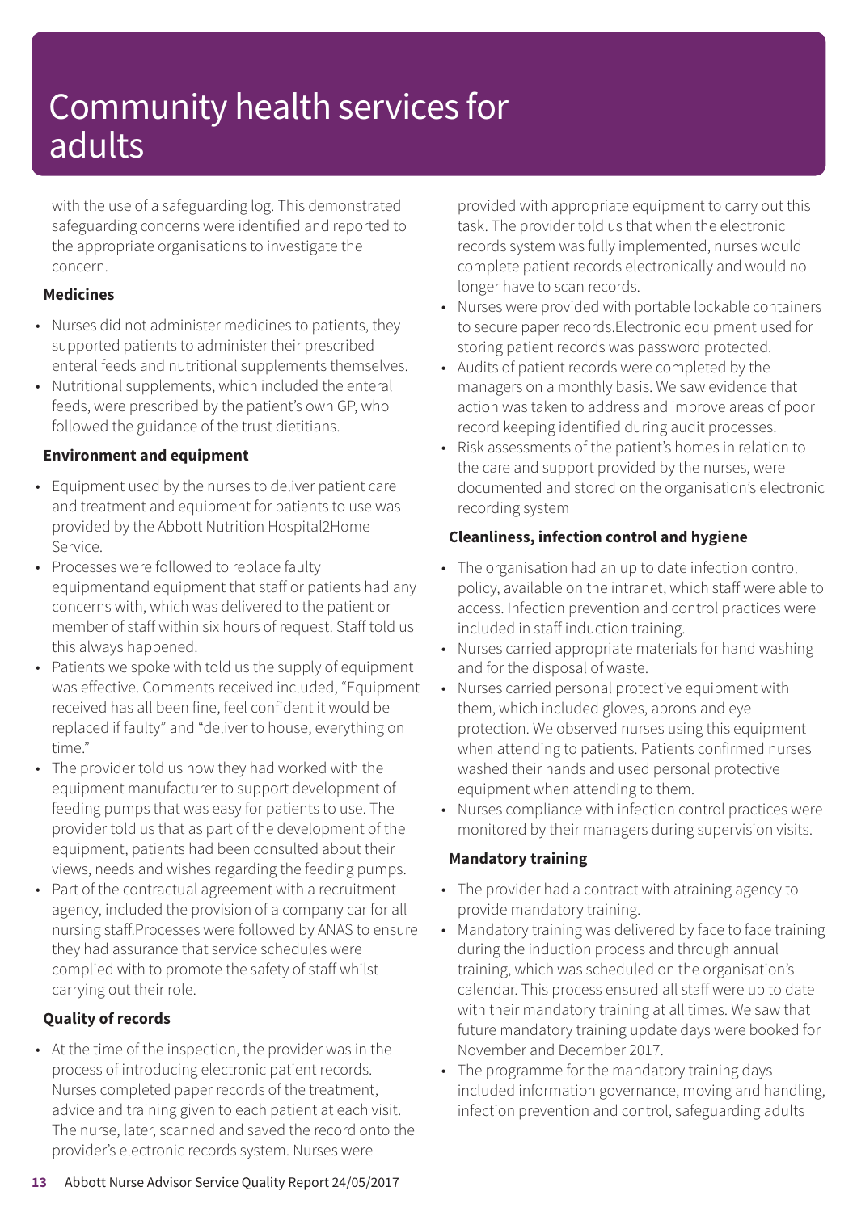# Community health services for adults

with the use of a safeguarding log. This demonstrated safeguarding concerns were identified and reported to the appropriate organisations to investigate the concern.

**Medicines**

- Nurses did not administer medicines to patients, they supported patients to administer their prescribed enteral feeds and nutritional supplements themselves.
- Nutritional supplements, which included the enteral feeds, were prescribed by the patient's own GP, who followed the guidance of the trust dietitians.

**Environment and equipment**

- Equipment used by the nurses to deliver patient care and treatment and equipment for patients to use was provided by the Abbott Nutrition Hospital2Home Service.
- Processes were followed to replace faulty equipmentand equipment that staff or patients had any concerns with, which was delivered to the patient or member of staff within six hours of request. Staff told us this always happened.
- Patients we spoke with told us the supply of equipment was effective. Comments received included, "Equipment received has all been fine, feel confident it would be replaced if faulty" and "deliver to house, everything on time."
- The provider told us how they had worked with the equipment manufacturer to support development of feeding pumps that was easy for patients to use. The provider told us that as part of the development of the equipment, patients had been consulted about their views, needs and wishes regarding the feeding pumps.
- Part of the contractual agreement with a recruitment agency, included the provision of a company car for all nursing staff.Processes were followed by ANAS to ensure they had assurance that service schedules were complied with to promote the safety of staff whilst carrying out their role.

**Quality of records**

- At the time of the inspection, the provider was in the process of introducing electronic patient records. Nurses completed paper records of the treatment, advice and training given to each patient at each visit. The nurse, later, scanned and saved the record onto the provider's electronic records system. Nurses were provided with appropriate equipment to carry out this task. The provider told us that when the electronic records system was fully implemented, nurses would complete patient records electronically and would no longer have to scan records.
- Nurses were provided with portable lockable containers to secure paper records.Electronic equipment used for storing patient records was password protected.
- Audits of patient records were completed by the managers on a monthly basis. We saw evidence that action was taken to address and improve areas of poor record keeping identified during audit processes.
- Risk assessments of the patient's homes in relation to the care and support provided by the nurses, were documented and stored on the organisation's electronic recording system

**Cleanliness, infection control and hygiene**

- The organisation had an up to date infection control policy, available on the intranet, which staff were able to access. Infection prevention and control practices were included in staff induction training.
- Nurses carried appropriate materials for hand washing and for the disposal of waste.
- Nurses carried personal protective equipment with them, which included gloves, aprons and eye protection. We observed nurses using this equipment when attending to patients. Patients confirmed nurses washed their hands and used personal protective equipment when attending to them.
- Nurses compliance with infection control practices were monitored by their managers during supervision visits.

**Mandatory training**

- The provider had a contract with atraining agency to provide mandatory training.
- Mandatory training was delivered by face to face training during the induction process and through annual training, which was scheduled on the organisation's calendar. This process ensured all staff were up to date with their mandatory training at all times. We saw that future mandatory training update days were booked for November and December 2017.
- The programme for the mandatory training days included information governance, moving and handling, infection prevention and control, safeguarding adults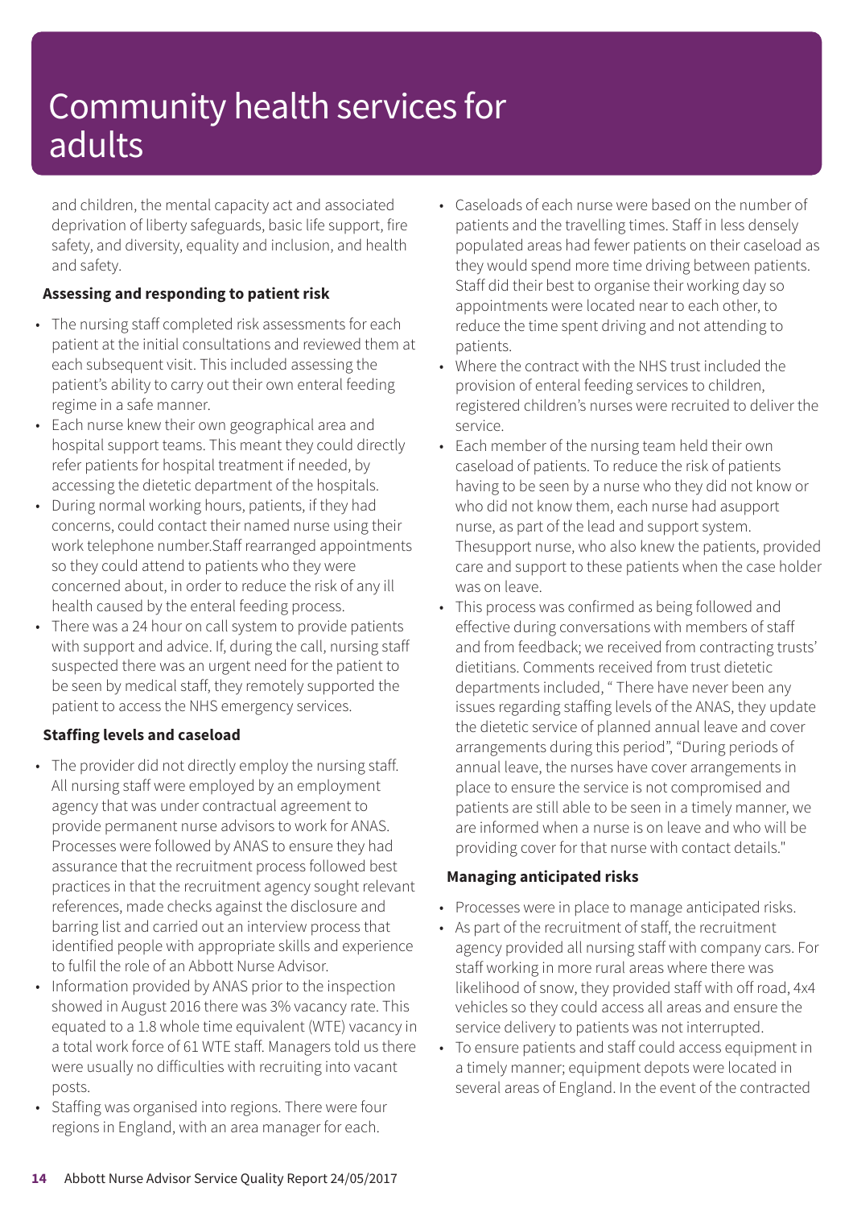and children, the mental capacity act and associated deprivation of liberty safeguards, basic life support, fire safety, and diversity, equality and inclusion, and health and safety.

**Assessing and responding to patient risk**

- The nursing staff completed risk assessments for each patient at the initial consultations and reviewed them at each subsequent visit. This included assessing the patient's ability to carry out their own enteral feeding regime in a safe manner.
- Each nurse knew their own geographical area and hospital support teams. This meant they could directly refer patients for hospital treatment if needed, by accessing the dietetic department of the hospitals.
- During normal working hours, patients, if they had concerns, could contact their named nurse using their work telephone number.Staff rearranged appointments so they could attend to patients who they were concerned about, in order to reduce the risk of any ill health caused by the enteral feeding process.
- There was a 24 hour on call system to provide patients with support and advice. If, during the call, nursing staff suspected there was an urgent need for the patient to be seen by medical staff, they remotely supported the patient to access the NHS emergency services.

**Staffing levels and caseload**

- The provider did not directly employ the nursing staff. All nursing staff were employed by an employment agency that was under contractual agreement to provide permanent nurse advisors to work for ANAS. Processes were followed by ANAS to ensure they had assurance that the recruitment process followed best practices in that the recruitment agency sought relevant references, made checks against the disclosure and barring list and carried out an interview process that identified people with appropriate skills and experience to fulfil the role of an Abbott Nurse Advisor.
- Information provided by ANAS prior to the inspection showed in August 2016 there was 3% vacancy rate. This equated to a 1.8 whole time equivalent (WTE) vacancy in a total work force of 61 WTE staff. Managers told us there were usually no difficulties with recruiting into vacant posts.
- Staffing was organised into regions. There were four regions in England, with an area manager for each.
- Caseloads of each nurse were based on the number of patients and the travelling times. Staff in less densely populated areas had fewer patients on their caseload as they would spend more time driving between patients. Staff did their best to organise their working day so appointments were located near to each other, to reduce the time spent driving and not attending to patients.
- Where the contract with the NHS trust included the provision of enteral feeding services to children, registered children's nurses were recruited to deliver the service.
- Each member of the nursing team held their own caseload of patients. To reduce the risk of patients having to be seen by a nurse who they did not know or who did not know them, each nurse had asupport nurse, as part of the lead and support system. Thesupport nurse, who also knew the patients, provided care and support to these patients when the case holder was on leave.
- This process was confirmed as being followed and effective during conversations with members of staff and from feedback; we received from contracting trusts' dietitians. Comments received from trust dietetic departments included, " There have never been any issues regarding staffing levels of the ANAS, they update the dietetic service of planned annual leave and cover arrangements during this period", "During periods of annual leave, the nurses have cover arrangements in place to ensure the service is not compromised and patients are still able to be seen in a timely manner, we are informed when a nurse is on leave and who will be providing cover for that nurse with contact details."

**Managing anticipated risks**

- Processes were in place to manage anticipated risks.
- As part of the recruitment of staff, the recruitment agency provided all nursing staff with company cars. For staff working in more rural areas where there was likelihood of snow, they provided staff with off road, 4x4 vehicles so they could access all areas and ensure the service delivery to patients was not interrupted.
- To ensure patients and staff could access equipment in a timely manner; equipment depots were located in several areas of England. In the event of the contracted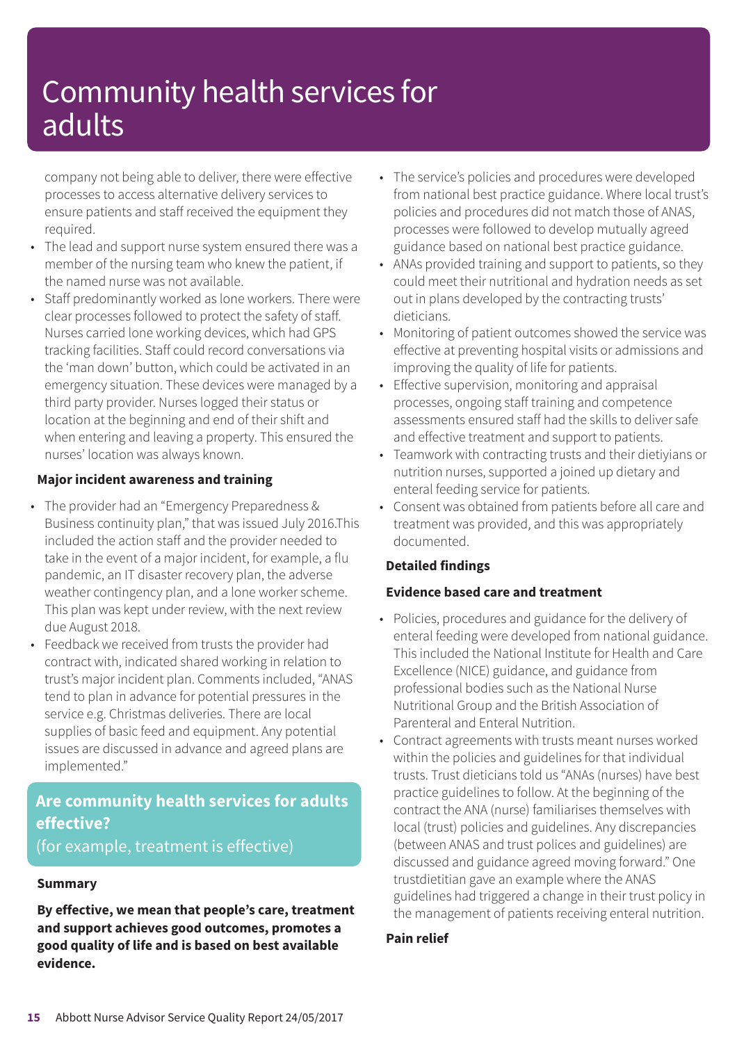company not being able to deliver, there were effective processes to access alternative delivery services to ensure patients and staff received the equipment they required.

- The lead and support nurse system ensured there was a member of the nursing team who knew the patient, if the named nurse was not available.
- Staff predominantly worked as lone workers. There were clear processes followed to protect the safety of staff. Nurses carried lone working devices, which had GPS tracking facilities. Staff could record conversations via the 'man down' button, which could be activated in an emergency situation. These devices were managed by a third party provider. Nurses logged their status or location at the beginning and end of their shift and when entering and leaving a property. This ensured the nurses' location was always known.

**Major incident awareness and training**

- The provider had an "Emergency Preparedness & Business continuity plan," that was issued July 2016.This included the action staff and the provider needed to take in the event of a major incident, for example, a flu pandemic, an IT disaster recovery plan, the adverse weather contingency plan, and a lone worker scheme. This plan was kept under review, with the next review due August 2018.
- Feedback we received from trusts the provider had contract with, indicated shared working in relation to trust's major incident plan. Comments included, "ANAS tend to plan in advance for potential pressures in the service e.g. Christmas deliveries. There are local supplies of basic feed and equipment. Any potential issues are discussed in advance and agreed plans are implemented."

## Are community health services for adults effective?

(for example, treatment is effective)

**Summary**

**By effective, we mean that people's care, treatment and support achieves good outcomes, promotes a good quality of life and is based on best available evidence.**

- The service's policies and procedures were developed from national best practice guidance. Where local trust's policies and procedures did not match those of ANAS, processes were followed to develop mutually agreed guidance based on national best practice guidance.
- ANAs provided training and support to patients, so they could meet their nutritional and hydration needs as set out in plans developed by the contracting trusts' dieticians.
- Monitoring of patient outcomes showed the service was effective at preventing hospital visits or admissions and improving the quality of life for patients.
- Effective supervision, monitoring and appraisal processes, ongoing staff training and competence assessments ensured staff had the skills to deliver safe and effective treatment and support to patients.
- Teamwork with contracting trusts and their dietiyians or nutrition nurses, supported a joined up dietary and enteral feeding service for patients.
- Consent was obtained from patients before all care and treatment was provided, and this was appropriately documented.

**Detailed findings**

**Evidence based care and treatment**

- Policies, procedures and guidance for the delivery of enteral feeding were developed from national guidance. This included the National Institute for Health and Care Excellence (NICE) guidance, and guidance from professional bodies such as the National Nurse Nutritional Group and the British Association of Parenteral and Enteral Nutrition.
- Contract agreements with trusts meant nurses worked within the policies and guidelines for that individual trusts. Trust dieticians told us "ANAs (nurses) have best practice guidelines to follow. At the beginning of the contract the ANA (nurse) familiarises themselves with local (trust) policies and guidelines. Any discrepancies (between ANAS and trust polices and guidelines) are discussed and guidance agreed moving forward." One trustdietitian gave an example where the ANAS guidelines had triggered a change in their trust policy in the management of patients receiving enteral nutrition.

**Pain relief**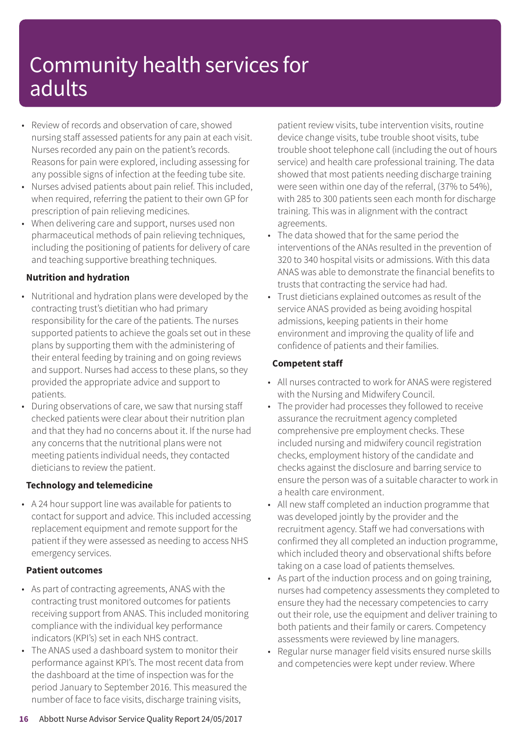# Community health services for adults

- Review of records and observation of care, showed nursing staff assessed patients for any pain at each visit. Nurses recorded any pain on the patient's records. Reasons for pain were explored, including assessing for any possible signs of infection at the feeding tube site.
- Nurses advised patients about pain relief. This included, when required, referring the patient to their own GP for prescription of pain relieving medicines.
- When delivering care and support, nurses used non pharmaceutical methods of pain relieving techniques, including the positioning of patients for delivery of care and teaching supportive breathing techniques.

**Nutrition and hydration**

- Nutritional and hydration plans were developed by the contracting trust's dietitian who had primary responsibility for the care of the patients. The nurses supported patients to achieve the goals set out in these plans by supporting them with the administering of their enteral feeding by training and on going reviews and support. Nurses had access to these plans, so they provided the appropriate advice and support to patients.
- During observations of care, we saw that nursing staff checked patients were clear about their nutrition plan and that they had no concerns about it. If the nurse had any concerns that the nutritional plans were not meeting patients individual needs, they contacted dieticians to review the patient.

**Technology and telemedicine**

- A 24 hour support line was available for patients to contact for support and advice. This included accessing replacement equipment and remote support for the patient if they were assessed as needing to access NHS emergency services.

**Patient outcomes**

- As part of contracting agreements, ANAS with the contracting trust monitored outcomes for patients receiving support from ANAS. This included monitoring compliance with the individual key performance indicators (KPI's) set in each NHS contract.
- The ANAS used a dashboard system to monitor their performance against KPI's. The most recent data from the dashboard at the time of inspection was for the period January to September 2016. This measured the number of face to face visits, discharge training visits, patient review visits, tube intervention visits, routine device change visits, tube trouble shoot visits, tube trouble shoot telephone call (including the out of hours service) and health care professional training. The data showed that most patients needing discharge training were seen within one day of the referral, (37% to 54%), with 285 to 300 patients seen each month for discharge training. This was in alignment with the contract agreements.
- The data showed that for the same period the interventions of the ANAs resulted in the prevention of 320 to 340 hospital visits or admissions. With this data ANAS was able to demonstrate the financial benefits to trusts that contracting the service had had.
- Trust dieticians explained outcomes as result of the service ANAS provided as being avoiding hospital admissions, keeping patients in their home environment and improving the quality of life and confidence of patients and their families.

**Competent staff**

- All nurses contracted to work for ANAS were registered with the Nursing and Midwifery Council.
- The provider had processes they followed to receive assurance the recruitment agency completed comprehensive pre employment checks. These included nursing and midwifery council registration checks, employment history of the candidate and checks against the disclosure and barring service to ensure the person was of a suitable character to work in a health care environment.
- All new staff completed an induction programme that was developed jointly by the provider and the recruitment agency. Staff we had conversations with confirmed they all completed an induction programme, which included theory and observational shifts before taking on a case load of patients themselves.
- As part of the induction process and on going training, nurses had competency assessments they completed to ensure they had the necessary competencies to carry out their role, use the equipment and deliver training to both patients and their family or carers. Competency assessments were reviewed by line managers.
- Regular nurse manager field visits ensured nurse skills and competencies were kept under review. Where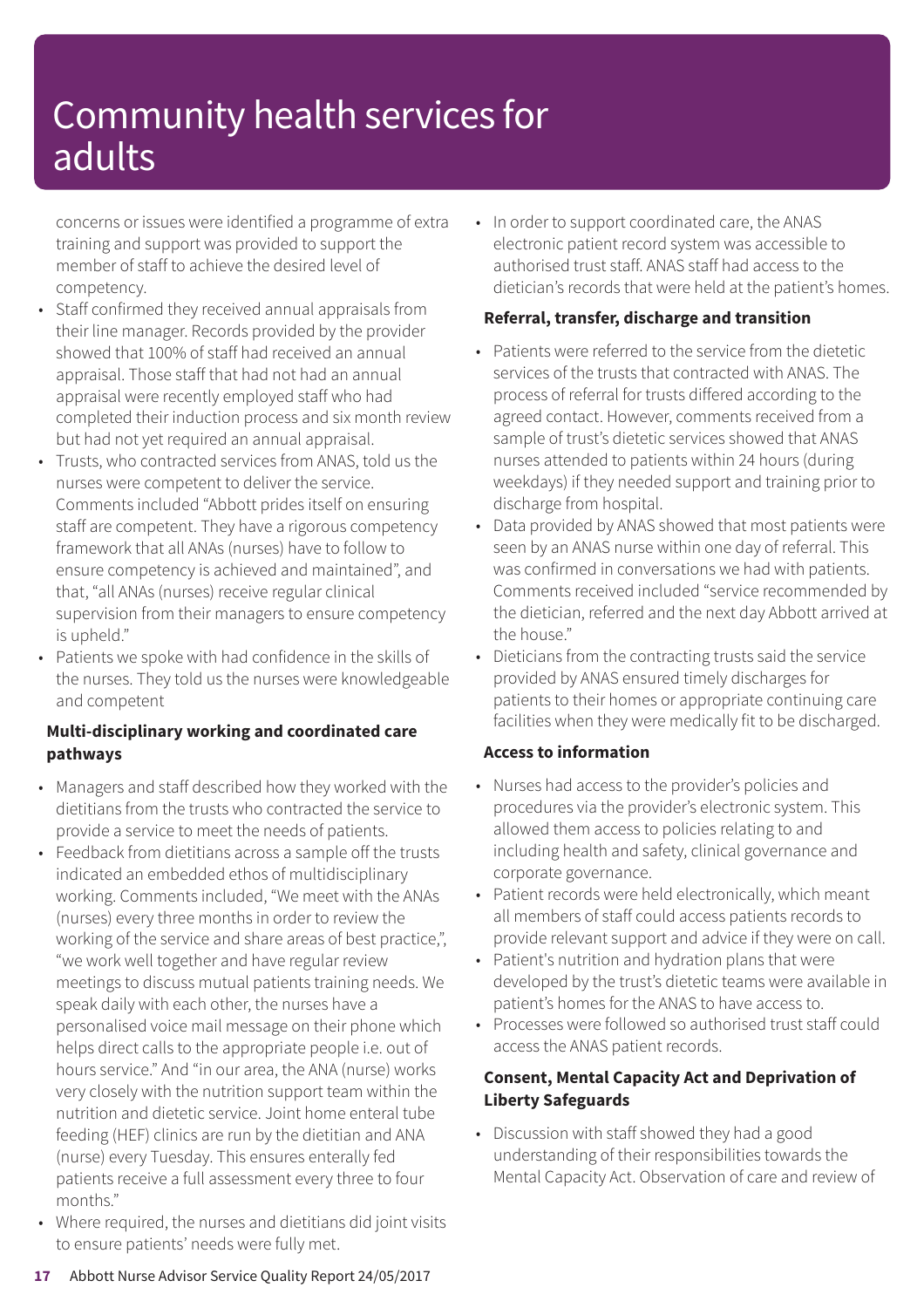concerns or issues were identified a programme of extra training and support was provided to support the member of staff to achieve the desired level of competency.

- Staff confirmed they received annual appraisals from their line manager. Records provided by the provider showed that 100% of staff had received an annual appraisal. Those staff that had not had an annual appraisal were recently employed staff who had completed their induction process and six month review but had not yet required an annual appraisal.
- Trusts, who contracted services from ANAS, told us the nurses were competent to deliver the service. Comments included "Abbott prides itself on ensuring staff are competent. They have a rigorous competency framework that all ANAs (nurses) have to follow to ensure competency is achieved and maintained", and that, "all ANAs (nurses) receive regular clinical supervision from their managers to ensure competency is upheld."
- Patients we spoke with had confidence in the skills of the nurses. They told us the nurses were knowledgeable and competent

**Multi-disciplinary working and coordinated care pathways**

- Managers and staff described how they worked with the dietitians from the trusts who contracted the service to provide a service to meet the needs of patients.
- Feedback from dietitians across a sample off the trusts indicated an embedded ethos of multidisciplinary working. Comments included, "We meet with the ANAs (nurses) every three months in order to review the working of the service and share areas of best practice,", "we work well together and have regular review meetings to discuss mutual patients training needs. We speak daily with each other, the nurses have a personalised voice mail message on their phone which helps direct calls to the appropriate people i.e. out of hours service." And "in our area, the ANA (nurse) works very closely with the nutrition support team within the nutrition and dietetic service. Joint home enteral tube feeding (HEF) clinics are run by the dietitian and ANA (nurse) every Tuesday. This ensures enterally fed patients receive a full assessment every three to four months."
- Where required, the nurses and dietitians did joint visits to ensure patients' needs were fully met.
- In order to support coordinated care, the ANAS electronic patient record system was accessible to authorised trust staff. ANAS staff had access to the dietician's records that were held at the patient's homes.

**Referral, transfer, discharge and transition**

- Patients were referred to the service from the dietetic services of the trusts that contracted with ANAS. The process of referral for trusts differed according to the agreed contact. However, comments received from a sample of trust's dietetic services showed that ANAS nurses attended to patients within 24 hours (during weekdays) if they needed support and training prior to discharge from hospital.
- Data provided by ANAS showed that most patients were seen by an ANAS nurse within one day of referral. This was confirmed in conversations we had with patients. Comments received included "service recommended by the dietician, referred and the next day Abbott arrived at the house."
- Dieticians from the contracting trusts said the service provided by ANAS ensured timely discharges for patients to their homes or appropriate continuing care facilities when they were medically fit to be discharged.

**Access to information**

- Nurses had access to the provider's policies and procedures via the provider's electronic system. This allowed them access to policies relating to and including health and safety, clinical governance and corporate governance.
- Patient records were held electronically, which meant all members of staff could access patients records to provide relevant support and advice if they were on call.
- Patient's nutrition and hydration plans that were developed by the trust's dietetic teams were available in patient's homes for the ANAS to have access to.
- Processes were followed so authorised trust staff could access the ANAS patient records.

**Consent, Mental Capacity Act and Deprivation of Liberty Safeguards**

- Discussion with staff showed they had a good understanding of their responsibilities towards the Mental Capacity Act. Observation of care and review of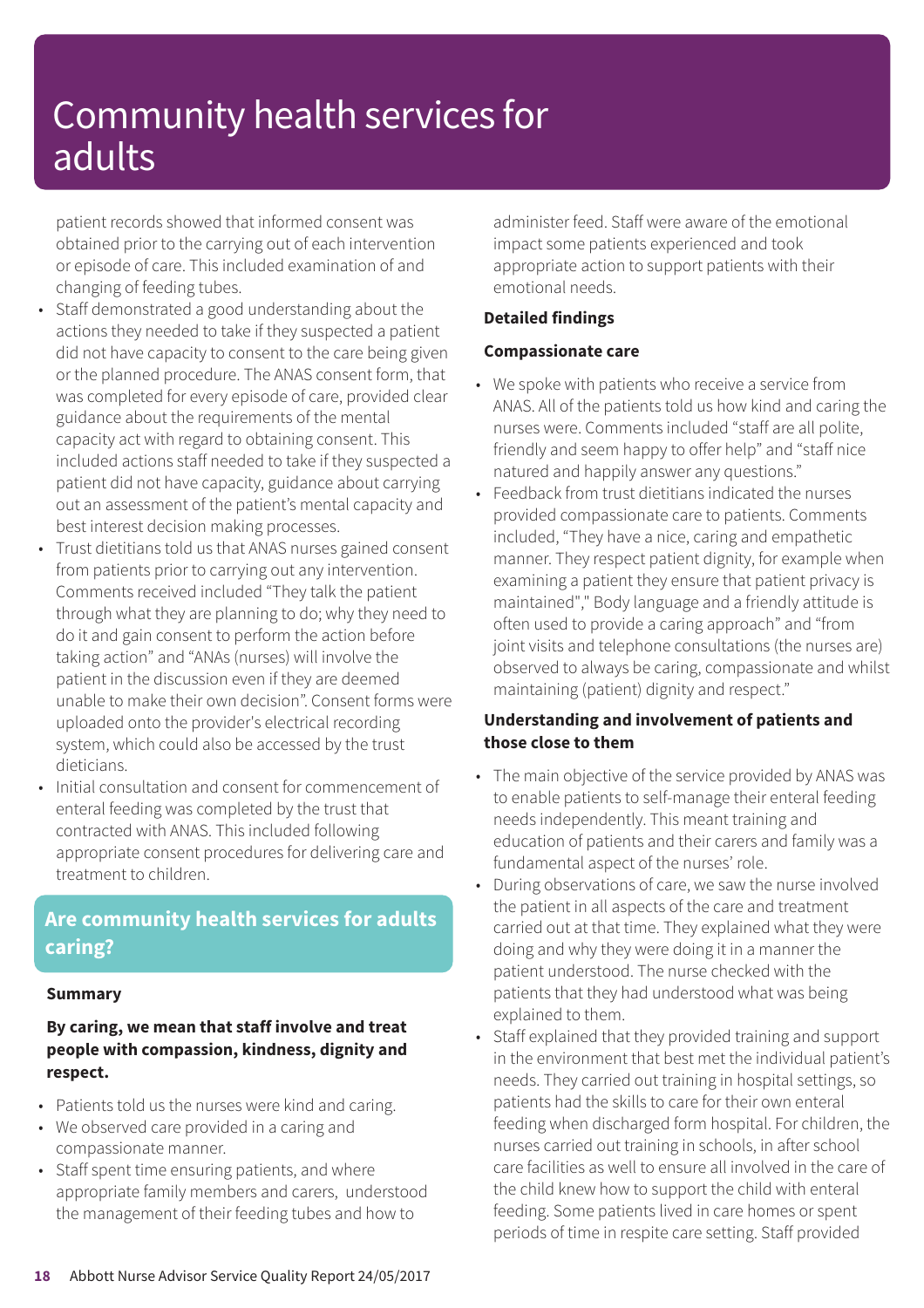patient records showed that informed consent was obtained prior to the carrying out of each intervention or episode of care. This included examination of and changing of feeding tubes.

- Staff demonstrated a good understanding about the actions they needed to take if they suspected a patient did not have capacity to consent to the care being given or the planned procedure. The ANAS consent form, that was completed for every episode of care, provided clear guidance about the requirements of the mental capacity act with regard to obtaining consent. This included actions staff needed to take if they suspected a patient did not have capacity, guidance about carrying out an assessment of the patient's mental capacity and best interest decision making processes.
- Trust dietitians told us that ANAS nurses gained consent from patients prior to carrying out any intervention. Comments received included "They talk the patient through what they are planning to do; why they need to do it and gain consent to perform the action before taking action" and "ANAs (nurses) will involve the patient in the discussion even if they are deemed unable to make their own decision". Consent forms were uploaded onto the provider's electrical recording system, which could also be accessed by the trust dieticians.
- Initial consultation and consent for commencement of enteral feeding was completed by the trust that contracted with ANAS. This included following appropriate consent procedures for delivering care and treatment to children.

## Are community health services for adults caring?

### Summary

**By caring, we mean that staff involve and treat people with compassion, kindness, dignity and respect.**

- Patients told us the nurses were kind and caring.
- We observed care provided in a caring and compassionate manner.
- Staff spent time ensuring patients, and where appropriate family members and carers, understood the management of their feeding tubes and how to administer feed. Staff were aware of the emotional impact some patients experienced and took appropriate action to support patients with their emotional needs.

### Detailed findings

#### Compassionate care

- We spoke with patients who receive a service from ANAS. All of the patients told us how kind and caring the nurses were. Comments included "staff are all polite, friendly and seem happy to offer help" and "staff nice natured and happily answer any questions."
- Feedback from trust dietitians indicated the nurses provided compassionate care to patients. Comments included, "They have a nice, caring and empathetic manner. They respect patient dignity, for example when examining a patient they ensure that patient privacy is maintained"," Body language and a friendly attitude is often used to provide a caring approach" and "from joint visits and telephone consultations (the nurses are) observed to always be caring, compassionate and whilst maintaining (patient) dignity and respect."

#### Understanding and involvement of patients and those close to them

- The main objective of the service provided by ANAS was to enable patients to self-manage their enteral feeding needs independently. This meant training and education of patients and their carers and family was a fundamental aspect of the nurses' role.
- During observations of care, we saw the nurse involved the patient in all aspects of the care and treatment carried out at that time. They explained what they were doing and why they were doing it in a manner the patient understood. The nurse checked with the patients that they had understood what was being explained to them.
- Staff explained that they provided training and support in the environment that best met the individual patient's needs. They carried out training in hospital settings, so patients had the skills to care for their own enteral feeding when discharged form hospital. For children, the nurses carried out training in schools, in after school care facilities as well to ensure all involved in the care of the child knew how to support the child with enteral feeding. Some patients lived in care homes or spent periods of time in respite care setting. Staff provided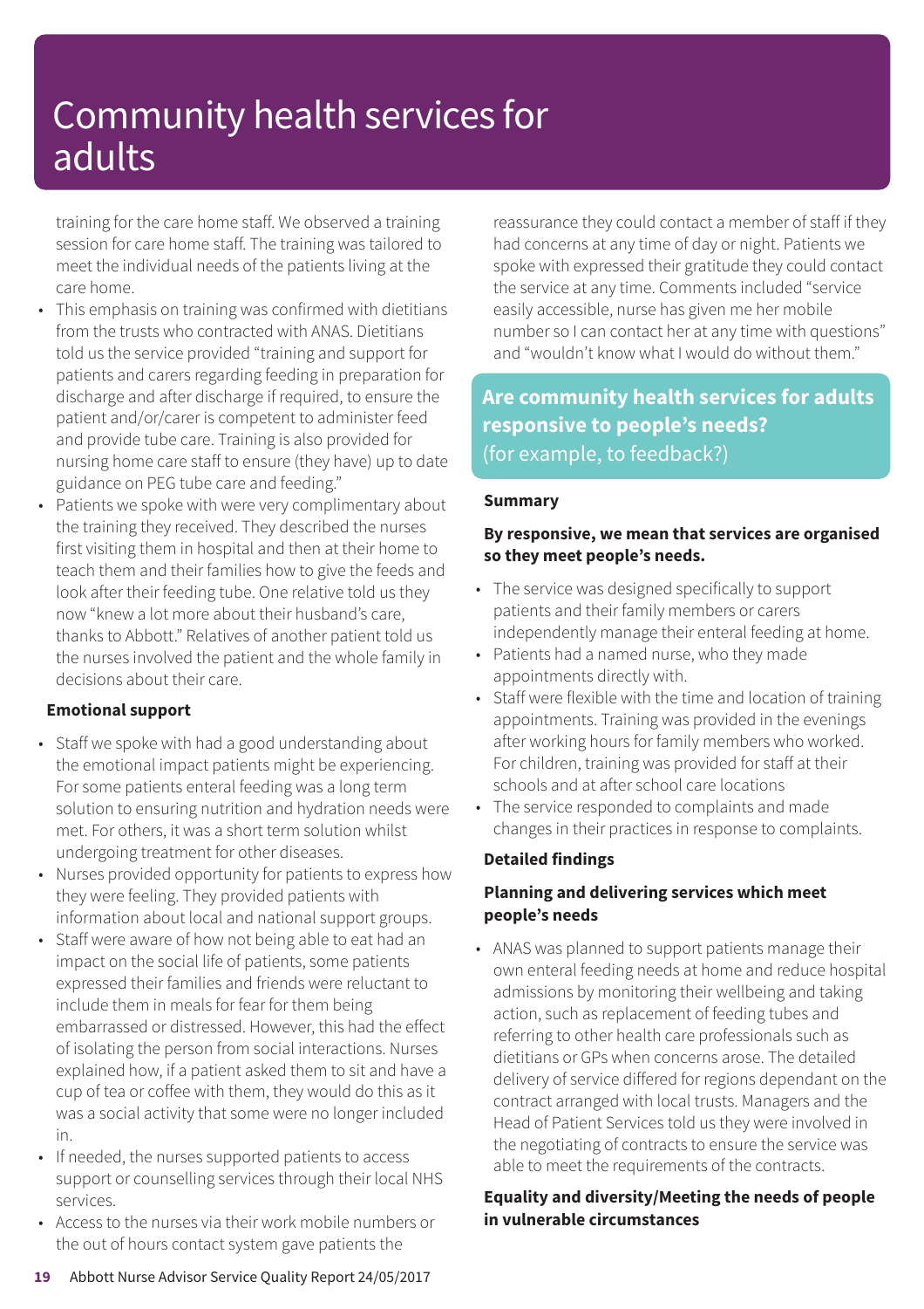# Community health services for adults

training for the care home staff. We observed a training session for care home staff. The training was tailored to meet the individual needs of the patients living at the care home.

- This emphasis on training was confirmed with dietitians from the trusts who contracted with ANAS. Dietitians told us the service provided "training and support for patients and carers regarding feeding in preparation for discharge and after discharge if required, to ensure the patient and/or/carer is competent to administer feed and provide tube care. Training is also provided for nursing home care staff to ensure (they have) up to date guidance on PEG tube care and feeding."
- Patients we spoke with were very complimentary about the training they received. They described the nurses first visiting them in hospital and then at their home to teach them and their families how to give the feeds and look after their feeding tube. One relative told us they now "knew a lot more about their husband's care, thanks to Abbott." Relatives of another patient told us the nurses involved the patient and the whole family in decisions about their care.

**Emotional support**

- Staff we spoke with had a good understanding about the emotional impact patients might be experiencing. For some patients enteral feeding was a long term solution to ensuring nutrition and hydration needs were met. For others, it was a short term solution whilst undergoing treatment for other diseases.
- Nurses provided opportunity for patients to express how they were feeling. They provided patients with information about local and national support groups.
- Staff were aware of how not being able to eat had an impact on the social life of patients, some patients expressed their families and friends were reluctant to include them in meals for fear for them being embarrassed or distressed. However, this had the effect of isolating the person from social interactions. Nurses explained how, if a patient asked them to sit and have a cup of tea or coffee with them, they would do this as it was a social activity that some were no longer included in.
- If needed, the nurses supported patients to access support or counselling services through their local NHS services.
- Access to the nurses via their work mobile numbers or the out of hours contact system gave patients the reassurance they could contact a member of staff if they had concerns at any time of day or night. Patients we spoke with expressed their gratitude they could contact the service at any time. Comments included "service easily accessible, nurse has given me her mobile number so I can contact her at any time with questions" and "wouldn't know what I would do without them."

## Are community health services for adults responsive to people's needs?

(for example, to feedback?)

**Summary**

**By responsive, we mean that services are organised so they meet people's needs.**

- The service was designed specifically to support patients and their family members or carers independently manage their enteral feeding at home.
- Patients had a named nurse, who they made appointments directly with.
- Staff were flexible with the time and location of training appointments. Training was provided in the evenings after working hours for family members who worked. For children, training was provided for staff at their schools and at after school care locations
- The service responded to complaints and made changes in their practices in response to complaints.

**Detailed findings**

**Planning and delivering services which meet people's needs**

- ANAS was planned to support patients manage their own enteral feeding needs at home and reduce hospital admissions by monitoring their wellbeing and taking action, such as replacement of feeding tubes and referring to other health care professionals such as dietitians or GPs when concerns arose. The detailed delivery of service differed for regions dependant on the contract arranged with local trusts. Managers and the Head of Patient Services told us they were involved in the negotiating of contracts to ensure the service was able to meet the requirements of the contracts.

**Equality and diversity/Meeting the needs of people in vulnerable circumstances**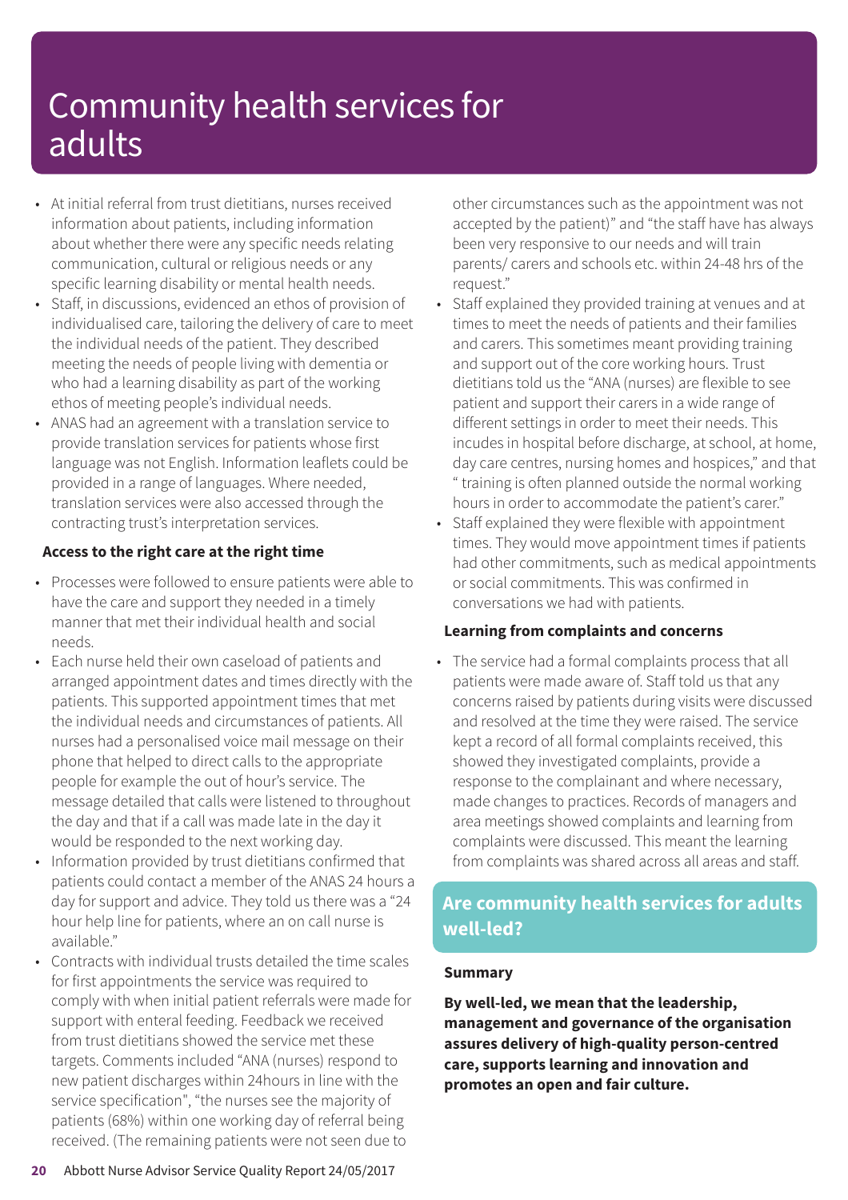# Community health services for adults

- At initial referral from trust dietitians, nurses received information about patients, including information about whether there were any specific needs relating communication, cultural or religious needs or any specific learning disability or mental health needs.
- Staff, in discussions, evidenced an ethos of provision of individualised care, tailoring the delivery of care to meet the individual needs of the patient. They described meeting the needs of people living with dementia or who had a learning disability as part of the working ethos of meeting people's individual needs.
- ANAS had an agreement with a translation service to provide translation services for patients whose first language was not English. Information leaflets could be provided in a range of languages. Where needed, translation services were also accessed through the contracting trust's interpretation services.

**Access to the right care at the right time**

- Processes were followed to ensure patients were able to have the care and support they needed in a timely manner that met their individual health and social needs.
- Each nurse held their own caseload of patients and arranged appointment dates and times directly with the patients. This supported appointment times that met the individual needs and circumstances of patients. All nurses had a personalised voice mail message on their phone that helped to direct calls to the appropriate people for example the out of hour's service. The message detailed that calls were listened to throughout the day and that if a call was made late in the day it would be responded to the next working day.
- Information provided by trust dietitians confirmed that patients could contact a member of the ANAS 24 hours a day for support and advice. They told us there was a "24 hour help line for patients, where an on call nurse is available."
- Contracts with individual trusts detailed the time scales for first appointments the service was required to comply with when initial patient referrals were made for support with enteral feeding. Feedback we received from trust dietitians showed the service met these targets. Comments included "ANA (nurses) respond to new patient discharges within 24hours in line with the service specification", "the nurses see the majority of patients (68%) within one working day of referral being received. (The remaining patients were not seen due to other circumstances such as the appointment was not accepted by the patient)" and "the staff have has always been very responsive to our needs and will train parents/ carers and schools etc. within 24-48 hrs of the request."
- Staff explained they provided training at venues and at times to meet the needs of patients and their families and carers. This sometimes meant providing training and support out of the core working hours. Trust dietitians told us the "ANA (nurses) are flexible to see patient and support their carers in a wide range of different settings in order to meet their needs. This incudes in hospital before discharge, at school, at home, day care centres, nursing homes and hospices," and that " training is often planned outside the normal working hours in order to accommodate the patient's carer."
- Staff explained they were flexible with appointment times. They would move appointment times if patients had other commitments, such as medical appointments or social commitments. This was confirmed in conversations we had with patients.

**Learning from complaints and concerns**

- The service had a formal complaints process that all patients were made aware of. Staff told us that any concerns raised by patients during visits were discussed and resolved at the time they were raised. The service kept a record of all formal complaints received, this showed they investigated complaints, provide a response to the complainant and where necessary, made changes to practices. Records of managers and area meetings showed complaints and learning from complaints were discussed. This meant the learning from complaints was shared across all areas and staff.

## Are community health services for adults well-led?

**Summary**

**By well-led, we mean that the leadership, management and governance of the organisation assures delivery of high-quality person-centred care, supports learning and innovation and promotes an open and fair culture.**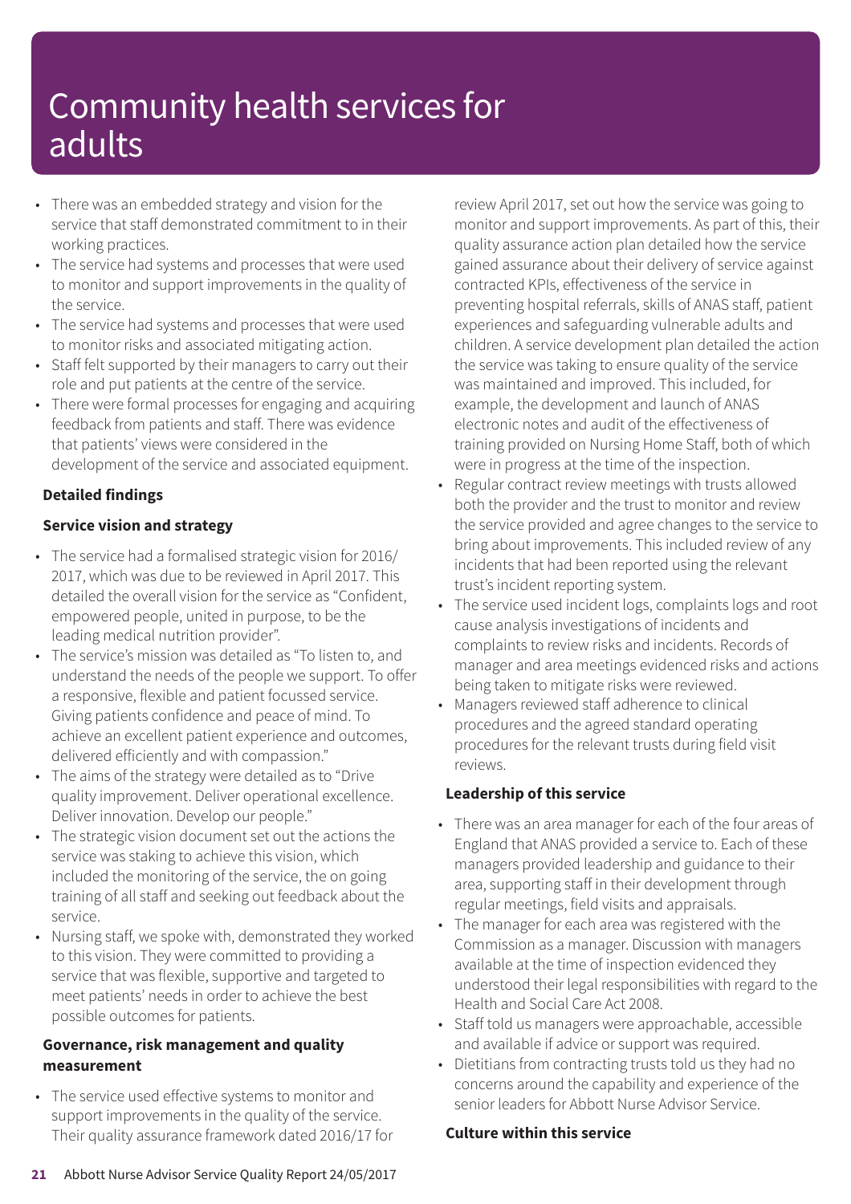# Community health services for adults

- There was an embedded strategy and vision for the service that staff demonstrated commitment to in their working practices.
- The service had systems and processes that were used to monitor and support improvements in the quality of the service.
- The service had systems and processes that were used to monitor risks and associated mitigating action.
- Staff felt supported by their managers to carry out their role and put patients at the centre of the service.
- There were formal processes for engaging and acquiring feedback from patients and staff. There was evidence that patients' views were considered in the development of the service and associated equipment.

**Detailed findings**

**Service vision and strategy**

- The service had a formalised strategic vision for 2016/2017, which was due to be reviewed in April 2017. This detailed the overall vision for the service as "Confident, empowered people, united in purpose, to be the leading medical nutrition provider".
- The service's mission was detailed as "To listen to, and understand the needs of the people we support. To offer a responsive, flexible and patient focussed service. Giving patients confidence and peace of mind. To achieve an excellent patient experience and outcomes, delivered efficiently and with compassion."
- The aims of the strategy were detailed as to "Drive quality improvement. Deliver operational excellence. Deliver innovation. Develop our people."
- The strategic vision document set out the actions the service was staking to achieve this vision, which included the monitoring of the service, the on going training of all staff and seeking out feedback about the service.
- Nursing staff, we spoke with, demonstrated they worked to this vision. They were committed to providing a service that was flexible, supportive and targeted to meet patients' needs in order to achieve the best possible outcomes for patients.

**Governance, risk management and quality measurement**

- The service used effective systems to monitor and support improvements in the quality of the service. Their quality assurance framework dated 2016/17 for review April 2017, set out how the service was going to monitor and support improvements. As part of this, their quality assurance action plan detailed how the service gained assurance about their delivery of service against contracted KPIs, effectiveness of the service in preventing hospital referrals, skills of ANAS staff, patient experiences and safeguarding vulnerable adults and children. A service development plan detailed the action the service was taking to ensure quality of the service was maintained and improved. This included, for example, the development and launch of ANAS electronic notes and audit of the effectiveness of training provided on Nursing Home Staff, both of which were in progress at the time of the inspection.
- Regular contract review meetings with trusts allowed both the provider and the trust to monitor and review the service provided and agree changes to the service to bring about improvements. This included review of any incidents that had been reported using the relevant trust's incident reporting system.
- The service used incident logs, complaints logs and root cause analysis investigations of incidents and complaints to review risks and incidents. Records of manager and area meetings evidenced risks and actions being taken to mitigate risks were reviewed.
- Managers reviewed staff adherence to clinical procedures and the agreed standard operating procedures for the relevant trusts during field visit reviews.

**Leadership of this service**

- There was an area manager for each of the four areas of England that ANAS provided a service to. Each of these managers provided leadership and guidance to their area, supporting staff in their development through regular meetings, field visits and appraisals.
- The manager for each area was registered with the Commission as a manager. Discussion with managers available at the time of inspection evidenced they understood their legal responsibilities with regard to the Health and Social Care Act 2008.
- Staff told us managers were approachable, accessible and available if advice or support was required.
- Dietitians from contracting trusts told us they had no concerns around the capability and experience of the senior leaders for Abbott Nurse Advisor Service.

**Culture within this service**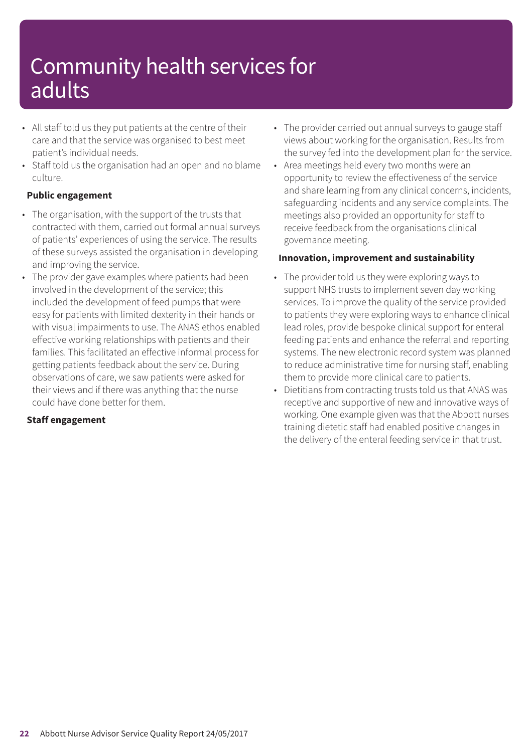# Community health services for adults

- All staff told us they put patients at the centre of their care and that the service was organised to best meet patient's individual needs.
- Staff told us the organisation had an open and no blame culture.

**Public engagement**

- The organisation, with the support of the trusts that contracted with them, carried out formal annual surveys of patients' experiences of using the service. The results of these surveys assisted the organisation in developing and improving the service.
- The provider gave examples where patients had been involved in the development of the service; this included the development of feed pumps that were easy for patients with limited dexterity in their hands or with visual impairments to use. The ANAS ethos enabled effective working relationships with patients and their families. This facilitated an effective informal process for getting patients feedback about the service. During observations of care, we saw patients were asked for their views and if there was anything that the nurse could have done better for them.

**Staff engagement**

- The provider carried out annual surveys to gauge staff views about working for the organisation. Results from the survey fed into the development plan for the service.
- Area meetings held every two months were an opportunity to review the effectiveness of the service and share learning from any clinical concerns, incidents, safeguarding incidents and any service complaints. The meetings also provided an opportunity for staff to receive feedback from the organisations clinical governance meeting.

**Innovation, improvement and sustainability**

- The provider told us they were exploring ways to support NHS trusts to implement seven day working services. To improve the quality of the service provided to patients they were exploring ways to enhance clinical lead roles, provide bespoke clinical support for enteral feeding patients and enhance the referral and reporting systems. The new electronic record system was planned to reduce administrative time for nursing staff, enabling them to provide more clinical care to patients.
- Dietitians from contracting trusts told us that ANAS was receptive and supportive of new and innovative ways of working. One example given was that the Abbott nurses training dietetic staff had enabled positive changes in the delivery of the enteral feeding service in that trust.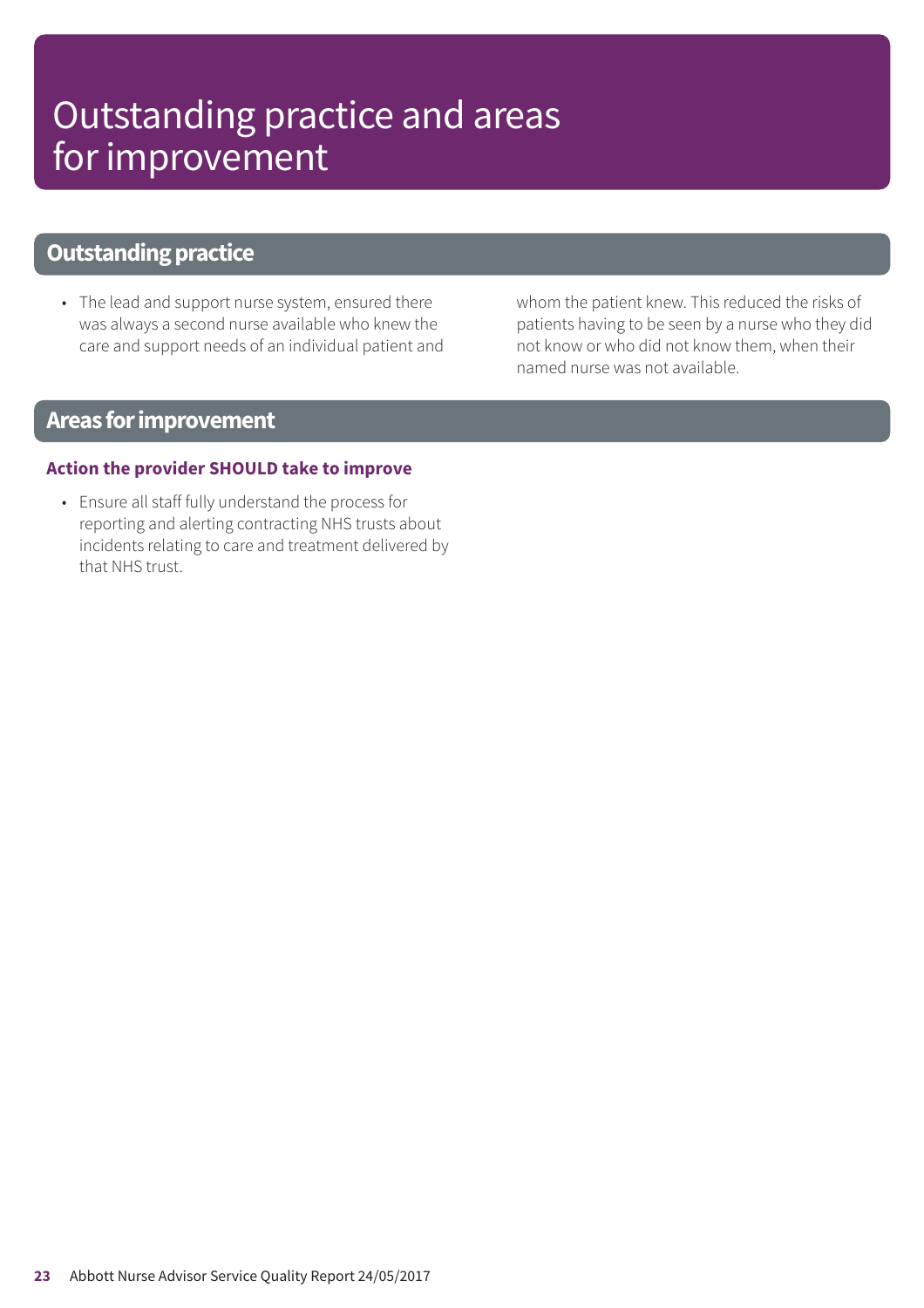# Outstanding practice and areas for improvement

## Outstanding practice

- The lead and support nurse system, ensured there was always a second nurse available who knew the care and support needs of an individual patient and whom the patient knew. This reduced the risks of patients having to be seen by a nurse who they did not know or who did not know them, when their named nurse was not available.

## Areas for improvement

### Action the provider SHOULD take to improve

- Ensure all staff fully understand the process for reporting and alerting contracting NHS trusts about incidents relating to care and treatment delivered by that NHS trust.